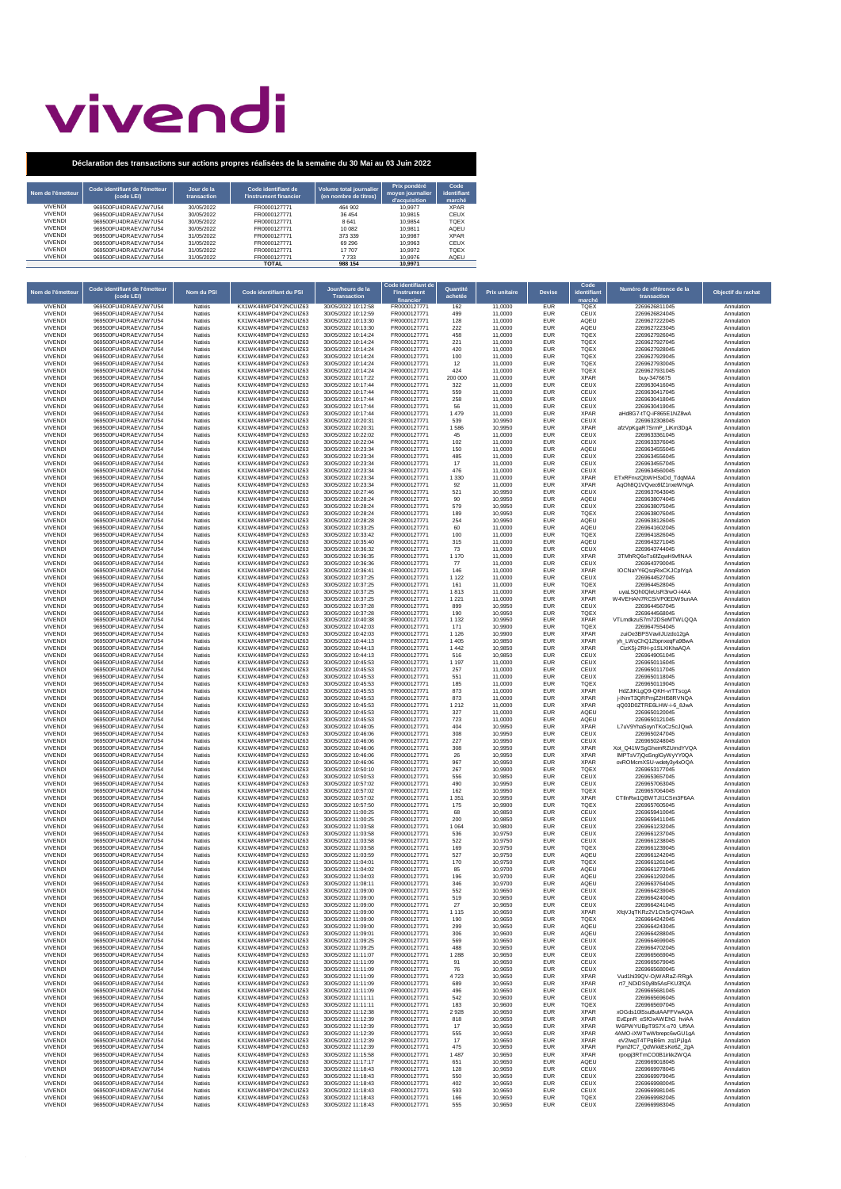# vivendi

**Déclaration des transactions sur actions propres réalisées de la semaine du 30 Mai au 03 Juin 2022**

| Nom de l'émetteur | Code identifiant de l'émetteur (code LEI) | Jour de la transaction | Code identifiant de l'instrument financier | Volume total journalier (en nombre de titres) | Prix pondéré moyen journalier d'acquisition | Code identifiant marché |
|---|---|---|---|---|---|---|
| VIVENDI | 969500FU4DRAEVJW7U54 | 30/05/2022 | FR0000127771 | 464 902 | 10,9977 | XPAR |
| VIVENDI | 969500FU4DRAEVJW7U54 | 30/05/2022 | FR0000127771 | 36 454 | 10,9815 | CEUX |
| VIVENDI | 969500FU4DRAEVJW7U54 | 30/05/2022 | FR0000127771 | 8 641 | 10,9854 | TQEX |
| VIVENDI | 969500FU4DRAEVJW7U54 | 30/05/2022 | FR0000127771 | 10 082 | 10,9811 | AQEU |
| VIVENDI | 969500FU4DRAEVJW7U54 | 31/05/2022 | FR0000127771 | 373 339 | 10,9987 | XPAR |
| VIVENDI | 969500FU4DRAEVJW7U54 | 31/05/2022 | FR0000127771 | 69 296 | 10,9963 | CEUX |
| VIVENDI | 969500FU4DRAEVJW7U54 | 31/05/2022 | FR0000127771 | 17 707 | 10,9972 | TQEX |
| VIVENDI | 969500FU4DRAEVJW7U54 | 31/05/2022 | FR0000127771 | 7 733 | 10,9976 | AQEU |
| | | | **TOTAL** | **988 154** | **10,9971** | |

| Nom de l'émetteur | Code identifiant de l'émetteur (code LEI) | Nom du PSI | Code identifiant du PSI | Jour/heure de la Transaction | Code identifiant de l'instrument financier | Quantité achetée | Prix unitaire | Devise | Code identifiant marché | Numéro de référence de la transaction | Objectif du rachat |
|---|---|---|---|---|---|---|---|---|---|---|---|
| VIVENDI | 969500FU4DRAEVJW7U54 | Natixis | KX1WK48MPD4Y2NCUIZ63 | 30/05/2022 10:12:58 | FR0000127771 | 162 | 11,0000 | EUR | TQEX | 2269626811045 | Annulation |
| VIVENDI | 969500FU4DRAEVJW7U54 | Natixis | KX1WK48MPD4Y2NCUIZ63 | 30/05/2022 10:12:59 | FR0000127771 | 499 | 11,0000 | EUR | CEUX | 2269626824045 | Annulation |
| VIVENDI | 969500FU4DRAEVJW7U54 | Natixis | KX1WK48MPD4Y2NCUIZ63 | 30/05/2022 10:13:30 | FR0000127771 | 128 | 11,0000 | EUR | AQEU | 2269627222045 | Annulation |
| VIVENDI | 969500FU4DRAEVJW7U54 | Natixis | KX1WK48MPD4Y2NCUIZ63 | 30/05/2022 10:13:30 | FR0000127771 | 222 | 11,0000 | EUR | AQEU | 2269627223045 | Annulation |
| VIVENDI | 969500FU4DRAEVJW7U54 | Natixis | KX1WK48MPD4Y2NCUIZ63 | 30/05/2022 10:14:24 | FR0000127771 | 458 | 11,0000 | EUR | TQEX | 2269627926045 | Annulation |
| VIVENDI | 969500FU4DRAEVJW7U54 | Natixis | KX1WK48MPD4Y2NCUIZ63 | 30/05/2022 10:14:24 | FR0000127771 | 221 | 11,0000 | EUR | TQEX | 2269627927045 | Annulation |
| VIVENDI | 969500FU4DRAEVJW7U54 | Natixis | KX1WK48MPD4Y2NCUIZ63 | 30/05/2022 10:14:24 | FR0000127771 | 420 | 11,0000 | EUR | TQEX | 2269627928045 | Annulation |
| VIVENDI | 969500FU4DRAEVJW7U54 | Natixis | KX1WK48MPD4Y2NCUIZ63 | 30/05/2022 10:14:24 | FR0000127771 | 100 | 11,0000 | EUR | TQEX | 2269627929045 | Annulation |
| VIVENDI | 969500FU4DRAEVJW7U54 | Natixis | KX1WK48MPD4Y2NCUIZ63 | 30/05/2022 10:14:24 | FR0000127771 | 12 | 11,0000 | EUR | TQEX | 2269627930045 | Annulation |
| VIVENDI | 969500FU4DRAEVJW7U54 | Natixis | KX1WK48MPD4Y2NCUIZ63 | 30/05/2022 10:14:24 | FR0000127771 | 424 | 11,0000 | EUR | TQEX | 2269627931045 | Annulation |
| VIVENDI | 969500FU4DRAEVJW7U54 | Natixis | KX1WK48MPD4Y2NCUIZ63 | 30/05/2022 10:17:22 | FR0000127771 | 200 000 | 11,0000 | EUR | XPAR | buy-3476675 | Annulation |
| VIVENDI | 969500FU4DRAEVJW7U54 | Natixis | KX1WK48MPD4Y2NCUIZ63 | 30/05/2022 10:17:44 | FR0000127771 | 322 | 11,0000 | EUR | CEUX | 2269630416045 | Annulation |
| VIVENDI | 969500FU4DRAEVJW7U54 | Natixis | KX1WK48MPD4Y2NCUIZ63 | 30/05/2022 10:17:44 | FR0000127771 | 559 | 11,0000 | EUR | CEUX | 2269630417045 | Annulation |
| VIVENDI | 969500FU4DRAEVJW7U54 | Natixis | KX1WK48MPD4Y2NCUIZ63 | 30/05/2022 10:17:44 | FR0000127771 | 258 | 11,0000 | EUR | CEUX | 2269630418045 | Annulation |
| VIVENDI | 969500FU4DRAEVJW7U54 | Natixis | KX1WK48MPD4Y2NCUIZ63 | 30/05/2022 10:17:44 | FR0000127771 | 56 | 11,0000 | EUR | CEUX | 2269630419045 | Annulation |
| VIVENDI | 969500FU4DRAEVJW7U54 | Natixis | KX1WK48MPD4Y2NCUIZ63 | 30/05/2022 10:17:44 | FR0000127771 | 1 479 | 11,0000 | EUR | XPAR | aHd8G7-tTQ-iF865E1NZ8wA | Annulation |
| VIVENDI | 969500FU4DRAEVJW7U54 | Natixis | KX1WK48MPD4Y2NCUIZ63 | 30/05/2022 10:20:31 | FR0000127771 | 539 | 10,9950 | EUR | CEUX | 2269632308045 | Annulation |
| VIVENDI | 969500FU4DRAEVJW7U54 | Natixis | KX1WK48MPD4Y2NCUIZ63 | 30/05/2022 10:20:31 | FR0000127771 | 1 586 | 10,9950 | EUR | XPAR | afzVpKgaR7SrmP_LiKm3DgA | Annulation |
| VIVENDI | 969500FU4DRAEVJW7U54 | Natixis | KX1WK48MPD4Y2NCUIZ63 | 30/05/2022 10:22:02 | FR0000127771 | 45 | 11,0000 | EUR | CEUX | 2269633361045 | Annulation |
| VIVENDI | 969500FU4DRAEVJW7U54 | Natixis | KX1WK48MPD4Y2NCUIZ63 | 30/05/2022 10:22:04 | FR0000127771 | 102 | 11,0000 | EUR | CEUX | 2269633376045 | Annulation |
| VIVENDI | 969500FU4DRAEVJW7U54 | Natixis | KX1WK48MPD4Y2NCUIZ63 | 30/05/2022 10:23:34 | FR0000127771 | 150 | 11,0000 | EUR | AQEU | 2269634555045 | Annulation |
| VIVENDI | 969500FU4DRAEVJW7U54 | Natixis | KX1WK48MPD4Y2NCUIZ63 | 30/05/2022 10:23:34 | FR0000127771 | 485 | 11,0000 | EUR | CEUX | 2269634556045 | Annulation |
| VIVENDI | 969500FU4DRAEVJW7U54 | Natixis | KX1WK48MPD4Y2NCUIZ63 | 30/05/2022 10:23:34 | FR0000127771 | 17 | 11,0000 | EUR | CEUX | 2269634557045 | Annulation |
| VIVENDI | 969500FU4DRAEVJW7U54 | Natixis | KX1WK48MPD4Y2NCUIZ63 | 30/05/2022 10:23:34 | FR0000127771 | 476 | 11,0000 | EUR | CEUX | 2269634560045 | Annulation |
| VIVENDI | 969500FU4DRAEVJW7U54 | Natixis | KX1WK48MPD4Y2NCUIZ63 | 30/05/2022 10:23:34 | FR0000127771 | 1 330 | 11,0000 | EUR | XPAR | ETxRFnvzQbWHSxDd_TdqMAA | Annulation |
| VIVENDI | 969500FU4DRAEVJW7U54 | Natixis | KX1WK48MPD4Y2NCUIZ63 | 30/05/2022 10:23:34 | FR0000127771 | 92 | 11,0000 | EUR | XPAR | AqDh8Q1VQveo9lZ1rowWNgA | Annulation |
| VIVENDI | 969500FU4DRAEVJW7U54 | Natixis | KX1WK48MPD4Y2NCUIZ63 | 30/05/2022 10:27:46 | FR0000127771 | 521 | 10,9950 | EUR | CEUX | 2269637643045 | Annulation |
| VIVENDI | 969500FU4DRAEVJW7U54 | Natixis | KX1WK48MPD4Y2NCUIZ63 | 30/05/2022 10:28:24 | FR0000127771 | 90 | 10,9950 | EUR | AQEU | 2269638074045 | Annulation |
| VIVENDI | 969500FU4DRAEVJW7U54 | Natixis | KX1WK48MPD4Y2NCUIZ63 | 30/05/2022 10:28:24 | FR0000127771 | 579 | 10,9950 | EUR | CEUX | 2269638075045 | Annulation |
| VIVENDI | 969500FU4DRAEVJW7U54 | Natixis | KX1WK48MPD4Y2NCUIZ63 | 30/05/2022 10:28:24 | FR0000127771 | 189 | 10,9950 | EUR | TQEX | 2269638076045 | Annulation |
| VIVENDI | 969500FU4DRAEVJW7U54 | Natixis | KX1WK48MPD4Y2NCUIZ63 | 30/05/2022 10:28:28 | FR0000127771 | 254 | 10,9950 | EUR | AQEU | 2269638126045 | Annulation |
| VIVENDI | 969500FU4DRAEVJW7U54 | Natixis | KX1WK48MPD4Y2NCUIZ63 | 30/05/2022 10:33:25 | FR0000127771 | 60 | 11,0000 | EUR | AQEU | 2269641602045 | Annulation |
| VIVENDI | 969500FU4DRAEVJW7U54 | Natixis | KX1WK48MPD4Y2NCUIZ63 | 30/05/2022 10:33:42 | FR0000127771 | 100 | 11,0000 | EUR | TQEX | 2269641826045 | Annulation |
| VIVENDI | 969500FU4DRAEVJW7U54 | Natixis | KX1WK48MPD4Y2NCUIZ63 | 30/05/2022 10:35:40 | FR0000127771 | 315 | 11,0000 | EUR | AQEU | 2269643271045 | Annulation |
| VIVENDI | 969500FU4DRAEVJW7U54 | Natixis | KX1WK48MPD4Y2NCUIZ63 | 30/05/2022 10:36:32 | FR0000127771 | 73 | 11,0000 | EUR | CEUX | 2269643744045 | Annulation |
| VIVENDI | 969500FU4DRAEVJW7U54 | Natixis | KX1WK48MPD4Y2NCUIZ63 | 30/05/2022 10:36:35 | FR0000127771 | 1 170 | 11,0000 | EUR | XPAR | 3TMhRQ6oTs6fZqwH9vfINAA | Annulation |
| VIVENDI | 969500FU4DRAEVJW7U54 | Natixis | KX1WK48MPD4Y2NCUIZ63 | 30/05/2022 10:36:36 | FR0000127771 | 77 | 11,0000 | EUR | CEUX | 2269643790045 | Annulation |
| VIVENDI | 969500FU4DRAEVJW7U54 | Natixis | KX1WK48MPD4Y2NCUIZ63 | 30/05/2022 10:36:41 | FR0000127771 | 146 | 11,0000 | EUR | XPAR | lOCNaYY6QsqRxCKJCpIYqA | Annulation |
| VIVENDI | 969500FU4DRAEVJW7U54 | Natixis | KX1WK48MPD4Y2NCUIZ63 | 30/05/2022 10:37:25 | FR0000127771 | 1 122 | 11,0000 | EUR | CEUX | 2269644527045 | Annulation |
| VIVENDI | 969500FU4DRAEVJW7U54 | Natixis | KX1WK48MPD4Y2NCUIZ63 | 30/05/2022 10:37:25 | FR0000127771 | 161 | 11,0000 | EUR | TQEX | 2269644528045 | Annulation |
| VIVENDI | 969500FU4DRAEVJW7U54 | Natixis | KX1WK48MPD4Y2NCUIZ63 | 30/05/2022 10:37:25 | FR0000127771 | 1 813 | 11,0000 | EUR | XPAR | uyaLSQh0QIeUsR3nwO-i4AA | Annulation |
| VIVENDI | 969500FU4DRAEVJW7U54 | Natixis | KX1WK48MPD4Y2NCUIZ63 | 30/05/2022 10:37:25 | FR0000127771 | 1 221 | 11,0000 | EUR | XPAR | W4VEHAN7RCSiVP0EDW9unAA | Annulation |
| VIVENDI | 969500FU4DRAEVJW7U54 | Natixis | KX1WK48MPD4Y2NCUIZ63 | 30/05/2022 10:37:28 | FR0000127771 | 899 | 10,9950 | EUR | CEUX | 2269644567045 | Annulation |
| VIVENDI | 969500FU4DRAEVJW7U54 | Natixis | KX1WK48MPD4Y2NCUIZ63 | 30/05/2022 10:37:28 | FR0000127771 | 190 | 10,9950 | EUR | TQEX | 2269644568045 | Annulation |
| VIVENDI | 969500FU4DRAEVJW7U54 | Natixis | KX1WK48MPD4Y2NCUIZ63 | 30/05/2022 10:40:38 | FR0000127771 | 1 132 | 10,9950 | EUR | XPAR | VTLmdkzuS7m72DSeMTWLQQA | Annulation |
| VIVENDI | 969500FU4DRAEVJW7U54 | Natixis | KX1WK48MPD4Y2NCUIZ63 | 30/05/2022 10:42:03 | FR0000127771 | 171 | 10,9900 | EUR | TQEX | 2269647554045 | Annulation |
| VIVENDI | 969500FU4DRAEVJW7U54 | Natixis | KX1WK48MPD4Y2NCUIZ63 | 30/05/2022 10:42:03 | FR0000127771 | 1 126 | 10,9900 | EUR | XPAR | zuiOe3BPSVawlJUzdo12gA | Annulation |
| VIVENDI | 969500FU4DRAEVJW7U54 | Natixis | KX1WK48MPD4Y2NCUIZ63 | 30/05/2022 10:44:13 | FR0000127771 | 1 405 | 10,9850 | EUR | XPAR | yh_LWqChQ12bpnxeqFa9BwA | Annulation |
| VIVENDI | 969500FU4DRAEVJW7U54 | Natixis | KX1WK48MPD4Y2NCUIZ63 | 30/05/2022 10:44:13 | FR0000127771 | 1 442 | 10,9850 | EUR | XPAR | CizK5j-2RH-p1SLXlKhaAQA | Annulation |
| VIVENDI | 969500FU4DRAEVJW7U54 | Natixis | KX1WK48MPD4Y2NCUIZ63 | 30/05/2022 10:44:13 | FR0000127771 | 516 | 10,9850 | EUR | CEUX | 2269649051045 | Annulation |
| VIVENDI | 969500FU4DRAEVJW7U54 | Natixis | KX1WK48MPD4Y2NCUIZ63 | 30/05/2022 10:45:53 | FR0000127771 | 1 197 | 11,0000 | EUR | CEUX | 2269650116045 | Annulation |
| VIVENDI | 969500FU4DRAEVJW7U54 | Natixis | KX1WK48MPD4Y2NCUIZ63 | 30/05/2022 10:45:53 | FR0000127771 | 257 | 11,0000 | EUR | CEUX | 2269650117045 | Annulation |
| VIVENDI | 969500FU4DRAEVJW7U54 | Natixis | KX1WK48MPD4Y2NCUIZ63 | 30/05/2022 10:45:53 | FR0000127771 | 551 | 11,0000 | EUR | CEUX | 2269650118045 | Annulation |
| VIVENDI | 969500FU4DRAEVJW7U54 | Natixis | KX1WK48MPD4Y2NCUIZ63 | 30/05/2022 10:45:53 | FR0000127771 | 185 | 11,0000 | EUR | TQEX | 2269650119045 | Annulation |
| VIVENDI | 969500FU4DRAEVJW7U54 | Natixis | KX1WK48MPD4Y2NCUIZ63 | 30/05/2022 10:45:53 | FR0000127771 | 873 | 11,0000 | EUR | XPAR | HdZJtKLgQ9-QKH-vrTTscgA | Annulation |
| VIVENDI | 969500FU4DRAEVJW7U54 | Natixis | KX1WK48MPD4Y2NCUIZ63 | 30/05/2022 10:45:53 | FR0000127771 | 873 | 11,0000 | EUR | XPAR | j-lNmT3QRPmjZ2Hf58RVNQA | Annulation |
| VIVENDI | 969500FU4DRAEVJW7U54 | Natixis | KX1WK48MPD4Y2NCUIZ63 | 30/05/2022 10:45:53 | FR0000127771 | 1 212 | 11,0000 | EUR | XPAR | qQ03D02TRE6LHW-i-6_8JwA | Annulation |
| VIVENDI | 969500FU4DRAEVJW7U54 | Natixis | KX1WK48MPD4Y2NCUIZ63 | 30/05/2022 10:45:53 | FR0000127771 | 327 | 11,0000 | EUR | AQEU | 2269650120045 | Annulation |
| VIVENDI | 969500FU4DRAEVJW7U54 | Natixis | KX1WK48MPD4Y2NCUIZ63 | 30/05/2022 10:45:53 | FR0000127771 | 723 | 11,0000 | EUR | AQEU | 2269650121045 | Annulation |
| VIVENDI | 969500FU4DRAEVJW7U54 | Natixis | KX1WK48MPD4Y2NCUIZ63 | 30/05/2022 10:46:05 | FR0000127771 | 404 | 10,9950 | EUR | XPAR | L7uV9YhaSoynTKoCz5cJQwA | Annulation |
| VIVENDI | 969500FU4DRAEVJW7U54 | Natixis | KX1WK48MPD4Y2NCUIZ63 | 30/05/2022 10:46:06 | FR0000127771 | 308 | 10,9950 | EUR | CEUX | 2269650247045 | Annulation |
| VIVENDI | 969500FU4DRAEVJW7U54 | Natixis | KX1WK48MPD4Y2NCUIZ63 | 30/05/2022 10:46:06 | FR0000127771 | 227 | 10,9950 | EUR | CEUX | 2269650248045 | Annulation |
| VIVENDI | 969500FU4DRAEVJW7U54 | Natixis | KX1WK48MPD4Y2NCUIZ63 | 30/05/2022 10:46:06 | FR0000127771 | 308 | 10,9950 | EUR | XPAR | Xot_Q41WSgGhemRZUmdYVQA | Annulation |
| VIVENDI | 969500FU4DRAEVJW7U54 | Natixis | KX1WK48MPD4Y2NCUIZ63 | 30/05/2022 10:46:06 | FR0000127771 | 26 | 10,9950 | EUR | XPAR | lMPTsV7jQoSngiGyWyYY0QA | Annulation |
| VIVENDI | 969500FU4DRAEVJW7U54 | Natixis | KX1WK48MPD4Y2NCUIZ63 | 30/05/2022 10:46:06 | FR0000127771 | 967 | 10,9950 | EUR | XPAR | ovROMcmXSU-wdety3y4xOQA | Annulation |
| VIVENDI | 969500FU4DRAEVJW7U54 | Natixis | KX1WK48MPD4Y2NCUIZ63 | 30/05/2022 10:50:10 | FR0000127771 | 267 | 10,9900 | EUR | TQEX | 2269653177045 | Annulation |
| VIVENDI | 969500FU4DRAEVJW7U54 | Natixis | KX1WK48MPD4Y2NCUIZ63 | 30/05/2022 10:50:53 | FR0000127771 | 556 | 10,9850 | EUR | CEUX | 2269653657045 | Annulation |
| VIVENDI | 969500FU4DRAEVJW7U54 | Natixis | KX1WK48MPD4Y2NCUIZ63 | 30/05/2022 10:57:02 | FR0000127771 | 490 | 10,9950 | EUR | CEUX | 2269657063045 | Annulation |
| VIVENDI | 969500FU4DRAEVJW7U54 | Natixis | KX1WK48MPD4Y2NCUIZ63 | 30/05/2022 10:57:02 | FR0000127771 | 162 | 10,9950 | EUR | TQEX | 2269657064045 | Annulation |
| VIVENDI | 969500FU4DRAEVJW7U54 | Natixis | KX1WK48MPD4Y2NCUIZ63 | 30/05/2022 10:57:02 | FR0000127771 | 1 351 | 10,9950 | EUR | XPAR | CTllnRw1QBWTJ1tCSm3F6AA | Annulation |
| VIVENDI | 969500FU4DRAEVJW7U54 | Natixis | KX1WK48MPD4Y2NCUIZ63 | 30/05/2022 10:57:50 | FR0000127771 | 175 | 10,9900 | EUR | TQEX | 2269657605045 | Annulation |
| VIVENDI | 969500FU4DRAEVJW7U54 | Natixis | KX1WK48MPD4Y2NCUIZ63 | 30/05/2022 11:00:25 | FR0000127771 | 68 | 10,9850 | EUR | CEUX | 2269659410045 | Annulation |
| VIVENDI | 969500FU4DRAEVJW7U54 | Natixis | KX1WK48MPD4Y2NCUIZ63 | 30/05/2022 11:00:25 | FR0000127771 | 200 | 10,9850 | EUR | CEUX | 2269659411045 | Annulation |
| VIVENDI | 969500FU4DRAEVJW7U54 | Natixis | KX1WK48MPD4Y2NCUIZ63 | 30/05/2022 11:03:58 | FR0000127771 | 1 064 | 10,9800 | EUR | CEUX | 2269661232045 | Annulation |
| VIVENDI | 969500FU4DRAEVJW7U54 | Natixis | KX1WK48MPD4Y2NCUIZ63 | 30/05/2022 11:03:58 | FR0000127771 | 536 | 10,9750 | EUR | CEUX | 2269661237045 | Annulation |
| VIVENDI | 969500FU4DRAEVJW7U54 | Natixis | KX1WK48MPD4Y2NCUIZ63 | 30/05/2022 11:03:58 | FR0000127771 | 522 | 10,9750 | EUR | CEUX | 2269661238045 | Annulation |
| VIVENDI | 969500FU4DRAEVJW7U54 | Natixis | KX1WK48MPD4Y2NCUIZ63 | 30/05/2022 11:03:58 | FR0000127771 | 169 | 10,9750 | EUR | TQEX | 2269661239045 | Annulation |
| VIVENDI | 969500FU4DRAEVJW7U54 | Natixis | KX1WK48MPD4Y2NCUIZ63 | 30/05/2022 11:03:59 | FR0000127771 | 527 | 10,9750 | EUR | AQEU | 2269661242045 | Annulation |
| VIVENDI | 969500FU4DRAEVJW7U54 | Natixis | KX1WK48MPD4Y2NCUIZ63 | 30/05/2022 11:04:01 | FR0000127771 | 170 | 10,9750 | EUR | TQEX | 2269661261045 | Annulation |
| VIVENDI | 969500FU4DRAEVJW7U54 | Natixis | KX1WK48MPD4Y2NCUIZ63 | 30/05/2022 11:04:02 | FR0000127771 | 85 | 10,9700 | EUR | AQEU | 2269661273045 | Annulation |
| VIVENDI | 969500FU4DRAEVJW7U54 | Natixis | KX1WK48MPD4Y2NCUIZ63 | 30/05/2022 11:04:03 | FR0000127771 | 196 | 10,9700 | EUR | AQEU | 2269661292045 | Annulation |
| VIVENDI | 969500FU4DRAEVJW7U54 | Natixis | KX1WK48MPD4Y2NCUIZ63 | 30/05/2022 11:08:11 | FR0000127771 | 346 | 10,9700 | EUR | AQEU | 2269663764045 | Annulation |
| VIVENDI | 969500FU4DRAEVJW7U54 | Natixis | KX1WK48MPD4Y2NCUIZ63 | 30/05/2022 11:09:00 | FR0000127771 | 552 | 10,9650 | EUR | CEUX | 2269664239045 | Annulation |
| VIVENDI | 969500FU4DRAEVJW7U54 | Natixis | KX1WK48MPD4Y2NCUIZ63 | 30/05/2022 11:09:00 | FR0000127771 | 519 | 10,9650 | EUR | CEUX | 2269664240045 | Annulation |
| VIVENDI | 969500FU4DRAEVJW7U54 | Natixis | KX1WK48MPD4Y2NCUIZ63 | 30/05/2022 11:09:00 | FR0000127771 | 27 | 10,9650 | EUR | CEUX | 2269664241045 | Annulation |
| VIVENDI | 969500FU4DRAEVJW7U54 | Natixis | KX1WK48MPD4Y2NCUIZ63 | 30/05/2022 11:09:00 | FR0000127771 | 1 115 | 10,9650 | EUR | XPAR | XfqVJqTKRzzV1ChSrQ74GwA | Annulation |
| VIVENDI | 969500FU4DRAEVJW7U54 | Natixis | KX1WK48MPD4Y2NCUIZ63 | 30/05/2022 11:09:00 | FR0000127771 | 190 | 10,9650 | EUR | TQEX | 2269664242045 | Annulation |
| VIVENDI | 969500FU4DRAEVJW7U54 | Natixis | KX1WK48MPD4Y2NCUIZ63 | 30/05/2022 11:09:00 | FR0000127771 | 299 | 10,9650 | EUR | AQEU | 2269664243045 | Annulation |
| VIVENDI | 969500FU4DRAEVJW7U54 | Natixis | KX1WK48MPD4Y2NCUIZ63 | 30/05/2022 11:09:01 | FR0000127771 | 306 | 10,9600 | EUR | AQEU | 2269664288045 | Annulation |
| VIVENDI | 969500FU4DRAEVJW7U54 | Natixis | KX1WK48MPD4Y2NCUIZ63 | 30/05/2022 11:09:25 | FR0000127771 | 569 | 10,9650 | EUR | CEUX | 2269664699045 | Annulation |
| VIVENDI | 969500FU4DRAEVJW7U54 | Natixis | KX1WK48MPD4Y2NCUIZ63 | 30/05/2022 11:09:25 | FR0000127771 | 488 | 10,9650 | EUR | CEUX | 2269664702045 | Annulation |
| VIVENDI | 969500FU4DRAEVJW7U54 | Natixis | KX1WK48MPD4Y2NCUIZ63 | 30/05/2022 11:11:07 | FR0000127771 | 1 288 | 10,9650 | EUR | CEUX | 2269665669045 | Annulation |
| VIVENDI | 969500FU4DRAEVJW7U54 | Natixis | KX1WK48MPD4Y2NCUIZ63 | 30/05/2022 11:11:09 | FR0000127771 | 91 | 10,9650 | EUR | CEUX | 2269665679045 | Annulation |
| VIVENDI | 969500FU4DRAEVJW7U54 | Natixis | KX1WK48MPD4Y2NCUIZ63 | 30/05/2022 11:11:09 | FR0000127771 | 76 | 10,9650 | EUR | CEUX | 2269665680045 | Annulation |
| VIVENDI | 969500FU4DRAEVJW7U54 | Natixis | KX1WK48MPD4Y2NCUIZ63 | 30/05/2022 11:11:09 | FR0000127771 | 4 723 | 10,9650 | EUR | XPAR | Vud1hN39QV-OjWARaZ-RRgA | Annulation |
| VIVENDI | 969500FU4DRAEVJW7U54 | Natixis | KX1WK48MPD4Y2NCUIZ63 | 30/05/2022 11:11:09 | FR0000127771 | 689 | 10,9650 | EUR | XPAR | rt7_NDiDS0y8b5AsFKU3fQA | Annulation |
| VIVENDI | 969500FU4DRAEVJW7U54 | Natixis | KX1WK48MPD4Y2NCUIZ63 | 30/05/2022 11:11:09 | FR0000127771 | 496 | 10,9650 | EUR | CEUX | 2269665681045 | Annulation |
| VIVENDI | 969500FU4DRAEVJW7U54 | Natixis | KX1WK48MPD4Y2NCUIZ63 | 30/05/2022 11:11:11 | FR0000127771 | 542 | 10,9600 | EUR | CEUX | 2269665696045 | Annulation |
| VIVENDI | 969500FU4DRAEVJW7U54 | Natixis | KX1WK48MPD4Y2NCUIZ63 | 30/05/2022 11:11:11 | FR0000127771 | 183 | 10,9600 | EUR | TQEX | 2269665697045 | Annulation |
| VIVENDI | 969500FU4DRAEVJW7U54 | Natixis | KX1WK48MPD4Y2NCUIZ63 | 30/05/2022 11:12:38 | FR0000127771 | 2 928 | 10,9650 | EUR | XPAR | xOGds10lSsuBulAAFFVwAQA | Annulation |
| VIVENDI | 969500FU4DRAEVJW7U54 | Natixis | KX1WK48MPD4Y2NCUIZ63 | 30/05/2022 11:12:39 | FR0000127771 | 818 | 10,9650 | EUR | XPAR | EvEpnR_eSfOxAWEhG_hvAA | Annulation |
| VIVENDI | 969500FU4DRAEVJW7U54 | Natixis | KX1WK48MPD4Y2NCUIZ63 | 30/05/2022 11:12:39 | FR0000127771 | 17 | 10,9650 | EUR | XPAR | W6PWYUBpT9S7X-s70_UffAA | Annulation |
| VIVENDI | 969500FU4DRAEVJW7U54 | Natixis | KX1WK48MPD4Y2NCUIZ63 | 30/05/2022 11:12:39 | FR0000127771 | 555 | 10,9650 | EUR | XPAR | 4AMO-iXWTwWbrepc6wGU1qA | Annulation |
| VIVENDI | 969500FU4DRAEVJW7U54 | Natixis | KX1WK48MPD4Y2NCUIZ63 | 30/05/2022 11:12:39 | FR0000127771 | 17 | 10,9650 | EUR | XPAR | eV2lwqT4TPqB6m_zq1PjJgA | Annulation |
| VIVENDI | 969500FU4DRAEVJW7U54 | Natixis | KX1WK48MPD4Y2NCUIZ63 | 30/05/2022 11:12:39 | FR0000127771 | 475 | 10,9650 | EUR | XPAR | Ppm2fC7_QdWkkEsKe6Z_2gA | Annulation |
| VIVENDI | 969500FU4DRAEVJW7U54 | Natixis | KX1WK48MPD4Y2NCUIZ63 | 30/05/2022 11:15:58 | FR0000127771 | 1 487 | 10,9650 | EUR | XPAR | rpnpj3RTmCO0B1irkk2WQA | Annulation |
| VIVENDI | 969500FU4DRAEVJW7U54 | Natixis | KX1WK48MPD4Y2NCUIZ63 | 30/05/2022 11:17:17 | FR0000127771 | 651 | 10,9650 | EUR | AQEU | 2269669018045 | Annulation |
| VIVENDI | 969500FU4DRAEVJW7U54 | Natixis | KX1WK48MPD4Y2NCUIZ63 | 30/05/2022 11:18:43 | FR0000127771 | 128 | 10,9650 | EUR | CEUX | 2269669978045 | Annulation |
| VIVENDI | 969500FU4DRAEVJW7U54 | Natixis | KX1WK48MPD4Y2NCUIZ63 | 30/05/2022 11:18:43 | FR0000127771 | 550 | 10,9650 | EUR | CEUX | 2269669979045 | Annulation |
| VIVENDI | 969500FU4DRAEVJW7U54 | Natixis | KX1WK48MPD4Y2NCUIZ63 | 30/05/2022 11:18:43 | FR0000127771 | 402 | 10,9650 | EUR | CEUX | 2269669980045 | Annulation |
| VIVENDI | 969500FU4DRAEVJW7U54 | Natixis | KX1WK48MPD4Y2NCUIZ63 | 30/05/2022 11:18:43 | FR0000127771 | 593 | 10,9650 | EUR | CEUX | 2269669981045 | Annulation |
| VIVENDI | 969500FU4DRAEVJW7U54 | Natixis | KX1WK48MPD4Y2NCUIZ63 | 30/05/2022 11:18:43 | FR0000127771 | 166 | 10,9650 | EUR | TQEX | 2269669982045 | Annulation |
| VIVENDI | 969500FU4DRAEVJW7U54 | Natixis | KX1WK48MPD4Y2NCUIZ63 | 30/05/2022 11:18:43 | FR0000127771 | 555 | 10,9650 | EUR | CEUX | 2269669983045 | Annulation |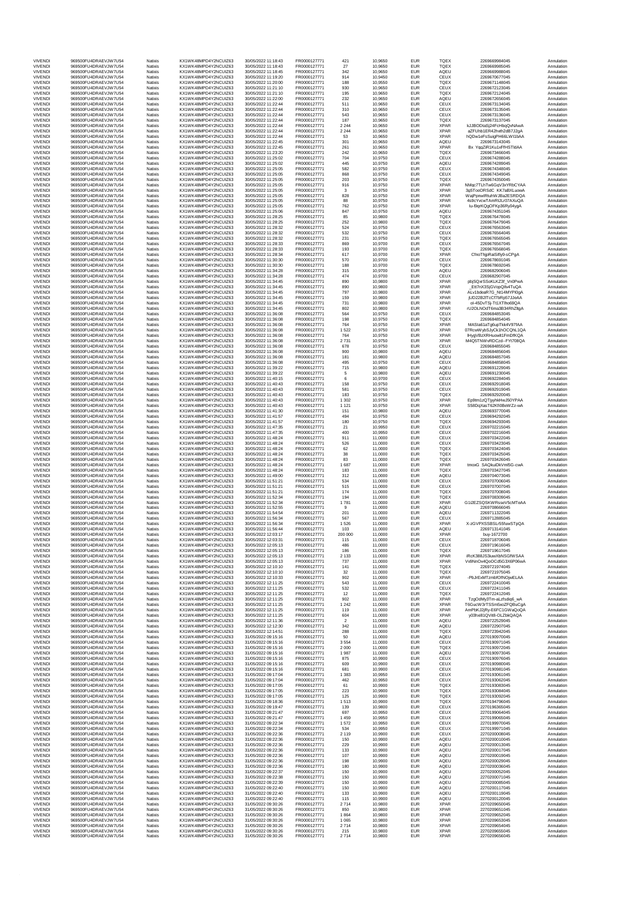| VIVENDI | 969500FU4DRAEVJW7U54 | Natixis | KX1WK48MPD4Y2NCUIZ63 | 30/05/2022 11:18:43 | FR0000127771 | 421 | 10,9650 | EUR | TQEX | 2269669984045 | Annulation |
|---|---|---|---|---|---|---|---|---|---|---|---|
| VIVENDI | 969500FU4DRAEVJW7U54 | Natixis | KX1WK48MPD4Y2NCUIZ63 | 30/05/2022 11:18:43 | FR0000127771 | 27 | 10,9650 | EUR | TQEX | 2269669985045 | Annulation |
| VIVENDI | 969500FU4DRAEVJW7U54 | Natixis | KX1WK48MPD4Y2NCUIZ63 | 30/05/2022 11:18:45 | FR0000127771 | 342 | 10,9650 | EUR | AQEU | 2269669988045 | Annulation |
| VIVENDI | 969500FU4DRAEVJW7U54 | Natixis | KX1WK48MPD4Y2NCUIZ63 | 30/05/2022 11:19:20 | FR0000127771 | 914 | 10,9450 | EUR | CEUX | 2269670677045 | Annulation |
| VIVENDI | 969500FU4DRAEVJW7U54 | Natixis | KX1WK48MPD4Y2NCUIZ63 | 30/05/2022 11:20:00 | FR0000127771 | 188 | 10,9550 | EUR | TQEX | 2269671148045 | Annulation |
| VIVENDI | 969500FU4DRAEVJW7U54 | Natixis | KX1WK48MPD4Y2NCUIZ63 | 30/05/2022 11:21:10 | FR0000127771 | 930 | 10,9650 | EUR | CEUX | 2269672123045 | Annulation |
| VIVENDI | 969500FU4DRAEVJW7U54 | Natixis | KX1WK48MPD4Y2NCUIZ63 | 30/05/2022 11:21:10 | FR0000127771 | 195 | 10,9650 | EUR | TQEX | 2269672124045 | Annulation |
| VIVENDI | 969500FU4DRAEVJW7U54 | Natixis | KX1WK48MPD4Y2NCUIZ63 | 30/05/2022 11:22:00 | FR0000127771 | 232 | 10,9650 | EUR | AQEU | 2269672656045 | Annulation |
| VIVENDI | 969500FU4DRAEVJW7U54 | Natixis | KX1WK48MPD4Y2NCUIZ63 | 30/05/2022 11:22:44 | FR0000127771 | 511 | 10,9650 | EUR | CEUX | 2269673134045 | Annulation |
| VIVENDI | 969500FU4DRAEVJW7U54 | Natixis | KX1WK48MPD4Y2NCUIZ63 | 30/05/2022 11:22:44 | FR0000127771 | 310 | 10,9650 | EUR | CEUX | 2269673135045 | Annulation |
| VIVENDI | 969500FU4DRAEVJW7U54 | Natixis | KX1WK48MPD4Y2NCUIZ63 | 30/05/2022 11:22:44 | FR0000127771 | 543 | 10,9650 | EUR | CEUX | 2269673136045 | Annulation |
| VIVENDI | 969500FU4DRAEVJW7U54 | Natixis | KX1WK48MPD4Y2NCUIZ63 | 30/05/2022 11:22:44 | FR0000127771 | 187 | 10,9650 | EUR | TQEX | 2269673137045 | Annulation |
| VIVENDI | 969500FU4DRAEVJW7U54 | Natixis | KX1WK48MPD4Y2NCUIZ63 | 30/05/2022 11:22:44 | FR0000127771 | 2 244 | 10,9650 | EUR | XPAR | kJJBODiuSj24FcHbqQvNAwA | Annulation |
| VIVENDI | 969500FU4DRAEVJW7U54 | Natixis | KX1WK48MPD4Y2NCUIZ63 | 30/05/2022 11:22:44 | FR0000127771 | 2 244 | 10,9650 | EUR | XPAR | aZFUhb1ER42hvth2dB7J2gA | Annulation |
| VIVENDI | 969500FU4DRAEVJW7U54 | Natixis | KX1WK48MPD4Y2NCUIZ63 | 30/05/2022 11:22:44 | FR0000127771 | 53 | 10,9650 | EUR | XPAR | hQDw1eFsSuigPH66LWI1bAA | Annulation |
| VIVENDI | 969500FU4DRAEVJW7U54 | Natixis | KX1WK48MPD4Y2NCUIZ63 | 30/05/2022 11:22:45 | FR0000127771 | 301 | 10,9650 | EUR | AQEU | 2269673143045 | Annulation |
| VIVENDI | 969500FU4DRAEVJW7U54 | Natixis | KX1WK48MPD4Y2NCUIZ63 | 30/05/2022 11:22:45 | FR0000127771 | 261 | 10,9650 | EUR | XPAR | Bx_YqqZiR1Ku1xFfHSTldAA | Annulation |
| VIVENDI | 969500FU4DRAEVJW7U54 | Natixis | KX1WK48MPD4Y2NCUIZ63 | 30/05/2022 11:23:20 | FR0000127771 | 242 | 10,9650 | EUR | TQEX | 2269673466045 | Annulation |
| VIVENDI | 969500FU4DRAEVJW7U54 | Natixis | KX1WK48MPD4Y2NCUIZ63 | 30/05/2022 11:25:02 | FR0000127771 | 704 | 10,9750 | EUR | CEUX | 2269674288045 | Annulation |
| VIVENDI | 969500FU4DRAEVJW7U54 | Natixis | KX1WK48MPD4Y2NCUIZ63 | 30/05/2022 11:25:02 | FR0000127771 | 445 | 10,9750 | EUR | AQEU | 2269674289045 | Annulation |
| VIVENDI | 969500FU4DRAEVJW7U54 | Natixis | KX1WK48MPD4Y2NCUIZ63 | 30/05/2022 11:25:05 | FR0000127771 | 582 | 10,9750 | EUR | CEUX | 2269674348045 | Annulation |
| VIVENDI | 969500FU4DRAEVJW7U54 | Natixis | KX1WK48MPD4Y2NCUIZ63 | 30/05/2022 11:25:05 | FR0000127771 | 868 | 10,9750 | EUR | CEUX | 2269674349045 | Annulation |
| VIVENDI | 969500FU4DRAEVJW7U54 | Natixis | KX1WK48MPD4Y2NCUIZ63 | 30/05/2022 11:25:05 | FR0000127771 | 203 | 10,9750 | EUR | TQEX | 2269674350045 | Annulation |
| VIVENDI | 969500FU4DRAEVJW7U54 | Natixis | KX1WK48MPD4Y2NCUIZ63 | 30/05/2022 11:25:05 | FR0000127771 | 916 | 10,9750 | EUR | XPAR | NMqc7TLhTw6GqV3xYRbCYAA | Annulation |
| VIVENDI | 969500FU4DRAEVJW7U54 | Natixis | KX1WK48MPD4Y2NCUIZ63 | 30/05/2022 11:25:05 | FR0000127771 | 3 | 10,9750 | EUR | XPAR | 3p5TooDRSdC_KK7aBXLuowA | Annulation |
| VIVENDI | 969500FU4DRAEVJW7U54 | Natixis | KX1WK48MPD4Y2NCUIZ63 | 30/05/2022 11:25:05 | FR0000127771 | 828 | 10,9750 | EUR | XPAR | WajPpnwIRuhWJBa2ESRDQA | Annulation |
| VIVENDI | 969500FU4DRAEVJW7U54 | Natixis | KX1WK48MPD4Y2NCUIZ63 | 30/05/2022 11:25:05 | FR0000127771 | 88 | 10,9750 | EUR | XPAR | 4s9cYvcwTAmR1Lr07AXuQA | Annulation |
| VIVENDI | 969500FU4DRAEVJW7U54 | Natixis | KX1WK48MPD4Y2NCUIZ63 | 30/05/2022 11:25:05 | FR0000127771 | 762 | 10,9750 | EUR | XPAR | lu-fbqrKQgOFKp36Ry04ygA | Annulation |
| VIVENDI | 969500FU4DRAEVJW7U54 | Natixis | KX1WK48MPD4Y2NCUIZ63 | 30/05/2022 11:25:06 | FR0000127771 | 847 | 10,9750 | EUR | AQEU | 2269674351045 | Annulation |
| VIVENDI | 969500FU4DRAEVJW7U54 | Natixis | KX1WK48MPD4Y2NCUIZ63 | 30/05/2022 11:28:25 | FR0000127771 | 85 | 10,9800 | EUR | TQEX | 2269676478045 | Annulation |
| VIVENDI | 969500FU4DRAEVJW7U54 | Natixis | KX1WK48MPD4Y2NCUIZ63 | 30/05/2022 11:28:25 | FR0000127771 | 252 | 10,9800 | EUR | TQEX | 2269676479045 | Annulation |
| VIVENDI | 969500FU4DRAEVJW7U54 | Natixis | KX1WK48MPD4Y2NCUIZ63 | 30/05/2022 11:28:32 | FR0000127771 | 524 | 10,9750 | EUR | CEUX | 2269676563045 | Annulation |
| VIVENDI | 969500FU4DRAEVJW7U54 | Natixis | KX1WK48MPD4Y2NCUIZ63 | 30/05/2022 11:28:32 | FR0000127771 | 532 | 10,9750 | EUR | CEUX | 2269676564045 | Annulation |
| VIVENDI | 969500FU4DRAEVJW7U54 | Natixis | KX1WK48MPD4Y2NCUIZ63 | 30/05/2022 11:28:32 | FR0000127771 | 231 | 10,9750 | EUR | TQEX | 2269676565045 | Annulation |
| VIVENDI | 969500FU4DRAEVJW7U54 | Natixis | KX1WK48MPD4Y2NCUIZ63 | 30/05/2022 11:28:33 | FR0000127771 | 869 | 10,9700 | EUR | CEUX | 2269676567045 | Annulation |
| VIVENDI | 969500FU4DRAEVJW7U54 | Natixis | KX1WK48MPD4Y2NCUIZ63 | 30/05/2022 11:28:33 | FR0000127771 | 193 | 10,9700 | EUR | TQEX | 2269676568045 | Annulation |
| VIVENDI | 969500FU4DRAEVJW7U54 | Natixis | KX1WK48MPD4Y2NCUIZ63 | 30/05/2022 11:28:34 | FR0000127771 | 617 | 10,9700 | EUR | XPAR | CfnoThpRaiSifly0-sCPgA | Annulation |
| VIVENDI | 969500FU4DRAEVJW7U54 | Natixis | KX1WK48MPD4Y2NCUIZ63 | 30/05/2022 11:30:30 | FR0000127771 | 570 | 10,9700 | EUR | CEUX | 2269678691045 | Annulation |
| VIVENDI | 969500FU4DRAEVJW7U54 | Natixis | KX1WK48MPD4Y2NCUIZ63 | 30/05/2022 11:30:30 | FR0000127771 | 188 | 10,9700 | EUR | TQEX | 2269678692045 | Annulation |
| VIVENDI | 969500FU4DRAEVJW7U54 | Natixis | KX1WK48MPD4Y2NCUIZ63 | 30/05/2022 11:34:28 | FR0000127771 | 315 | 10,9700 | EUR | AQEU | 2269682906045 | Annulation |
| VIVENDI | 969500FU4DRAEVJW7U54 | Natixis | KX1WK48MPD4Y2NCUIZ63 | 30/05/2022 11:34:28 | FR0000127771 | 474 | 10,9700 | EUR | CEUX | 2269682907045 | Annulation |
| VIVENDI | 969500FU4DRAEVJW7U54 | Natixis | KX1WK48MPD4Y2NCUIZ63 | 30/05/2022 11:34:45 | FR0000127771 | 890 | 10,9800 | EUR | XPAR | pbjSQxrSSoKLKZ3f_Vn0PwA | Annulation |
| VIVENDI | 969500FU4DRAEVJW7U54 | Natixis | KX1WK48MPD4Y2NCUIZ63 | 30/05/2022 11:34:45 | FR0000127771 | 890 | 10,9800 | EUR | XPAR | _Ett7nX3SjGVqpQlv4TuQA | Annulation |
| VIVENDI | 969500FU4DRAEVJW7U54 | Natixis | KX1WK48MPD4Y2NCUIZ63 | 30/05/2022 11:34:45 | FR0000127771 | 797 | 10,9800 | EUR | XPAR | ALv1bdeaR7G_Nt14MYPl0gA | Annulation |
| VIVENDI | 969500FU4DRAEVJW7U54 | Natixis | KX1WK48MPD4Y2NCUIZ63 | 30/05/2022 11:34:45 | FR0000127771 | 159 | 10,9800 | EUR | XPAR | jUD22B2lTcCf7bRp57JJeAA | Annulation |
| VIVENDI | 969500FU4DRAEVJW7U54 | Natixis | KX1WK48MPD4Y2NCUIZ63 | 30/05/2022 11:34:45 | FR0000127771 | 731 | 10,9800 | EUR | XPAR | ol-45DvTSj-Tt1XTfho69QA | Annulation |
| VIVENDI | 969500FU4DRAEVJW7U54 | Natixis | KX1WK48MPD4Y2NCUIZ63 | 30/05/2022 11:34:45 | FR0000127771 | 802 | 10,9800 | EUR | XPAR | rU2OLNOdT6ma3B34RhZtgA | Annulation |
| VIVENDI | 969500FU4DRAEVJW7U54 | Natixis | KX1WK48MPD4Y2NCUIZ63 | 30/05/2022 11:36:08 | FR0000127771 | 564 | 10,9750 | EUR | CEUX | 2269684853045 | Annulation |
| VIVENDI | 969500FU4DRAEVJW7U54 | Natixis | KX1WK48MPD4Y2NCUIZ63 | 30/05/2022 11:36:08 | FR0000127771 | 198 | 10,9750 | EUR | TQEX | 2269684854045 | Annulation |
| VIVENDI | 969500FU4DRAEVJW7U54 | Natixis | KX1WK48MPD4Y2NCUIZ63 | 30/05/2022 11:36:08 | FR0000127771 | 764 | 10,9750 | EUR | XPAR | MASIa61aTg6upTkk4V97fAA | Annulation |
| VIVENDI | 969500FU4DRAEVJW7U54 | Natixis | KX1WK48MPD4Y2NCUIZ63 | 30/05/2022 11:36:08 | FR0000127771 | 1 522 | 10,9750 | EUR | XPAR | 07RcwWybSJyCk1hOCQhL1QA | Annulation |
| VIVENDI | 969500FU4DRAEVJW7U54 | Natixis | KX1WK48MPD4Y2NCUIZ63 | 30/05/2022 11:36:08 | FR0000127771 | 764 | 10,9750 | EUR | XPAR | lHygVBzXRHuowIt1FmDfKQA | Annulation |
| VIVENDI | 969500FU4DRAEVJW7U54 | Natixis | KX1WK48MPD4Y2NCUIZ63 | 30/05/2022 11:36:08 | FR0000127771 | 2 731 | 10,9750 | EUR | XPAR | M4Q5TNWvRDCzd--FYt708QA | Annulation |
| VIVENDI | 969500FU4DRAEVJW7U54 | Natixis | KX1WK48MPD4Y2NCUIZ63 | 30/05/2022 11:36:08 | FR0000127771 | 678 | 10,9750 | EUR | CEUX | 2269684855045 | Annulation |
| VIVENDI | 969500FU4DRAEVJW7U54 | Natixis | KX1WK48MPD4Y2NCUIZ63 | 30/05/2022 11:36:08 | FR0000127771 | 900 | 10,9800 | EUR | AQEU | 2269684856045 | Annulation |
| VIVENDI | 969500FU4DRAEVJW7U54 | Natixis | KX1WK48MPD4Y2NCUIZ63 | 30/05/2022 11:36:08 | FR0000127771 | 181 | 10,9800 | EUR | AQEU | 2269684857045 | Annulation |
| VIVENDI | 969500FU4DRAEVJW7U54 | Natixis | KX1WK48MPD4Y2NCUIZ63 | 30/05/2022 11:36:08 | FR0000127771 | 495 | 10,9750 | EUR | CEUX | 2269684858045 | Annulation |
| VIVENDI | 969500FU4DRAEVJW7U54 | Natixis | KX1WK48MPD4Y2NCUIZ63 | 30/05/2022 11:39:22 | FR0000127771 | 715 | 10,9800 | EUR | AQEU | 2269691229045 | Annulation |
| VIVENDI | 969500FU4DRAEVJW7U54 | Natixis | KX1WK48MPD4Y2NCUIZ63 | 30/05/2022 11:39:22 | FR0000127771 | 5 | 10,9800 | EUR | AQEU | 2269691230045 | Annulation |
| VIVENDI | 969500FU4DRAEVJW7U54 | Natixis | KX1WK48MPD4Y2NCUIZ63 | 30/05/2022 11:40:15 | FR0000127771 | 6 | 10,9700 | EUR | CEUX | 2269692284045 | Annulation |
| VIVENDI | 969500FU4DRAEVJW7U54 | Natixis | KX1WK48MPD4Y2NCUIZ63 | 30/05/2022 11:40:43 | FR0000127771 | 158 | 10,9750 | EUR | CEUX | 2269692918045 | Annulation |
| VIVENDI | 969500FU4DRAEVJW7U54 | Natixis | KX1WK48MPD4Y2NCUIZ63 | 30/05/2022 11:40:43 | FR0000127771 | 581 | 10,9750 | EUR | CEUX | 2269692919045 | Annulation |
| VIVENDI | 969500FU4DRAEVJW7U54 | Natixis | KX1WK48MPD4Y2NCUIZ63 | 30/05/2022 11:40:43 | FR0000127771 | 183 | 10,9750 | EUR | TQEX | 2269692920045 | Annulation |
| VIVENDI | 969500FU4DRAEVJW7U54 | Natixis | KX1WK48MPD4Y2NCUIZ63 | 30/05/2022 11:40:43 | FR0000127771 | 1 302 | 10,9750 | EUR | XPAR | Ep9lm1zQTjyyhkHwJ5OYPAA | Annulation |
| VIVENDI | 969500FU4DRAEVJW7U54 | Natixis | KX1WK48MPD4Y2NCUIZ63 | 30/05/2022 11:40:43 | FR0000127771 | 1 121 | 10,9750 | EUR | XPAR | S58DqXasT62KfI0BeWZz-wA | Annulation |
| VIVENDI | 969500FU4DRAEVJW7U54 | Natixis | KX1WK48MPD4Y2NCUIZ63 | 30/05/2022 11:41:30 | FR0000127771 | 151 | 10,9800 | EUR | AQEU | 2269693770045 | Annulation |
| VIVENDI | 969500FU4DRAEVJW7U54 | Natixis | KX1WK48MPD4Y2NCUIZ63 | 30/05/2022 11:41:57 | FR0000127771 | 494 | 10,9750 | EUR | CEUX | 2269694292045 | Annulation |
| VIVENDI | 969500FU4DRAEVJW7U54 | Natixis | KX1WK48MPD4Y2NCUIZ63 | 30/05/2022 11:41:57 | FR0000127771 | 180 | 10,9750 | EUR | TQEX | 2269694293045 | Annulation |
| VIVENDI | 969500FU4DRAEVJW7U54 | Natixis | KX1WK48MPD4Y2NCUIZ63 | 30/05/2022 11:47:35 | FR0000127771 | 21 | 10,9950 | EUR | CEUX | 2269702215045 | Annulation |
| VIVENDI | 969500FU4DRAEVJW7U54 | Natixis | KX1WK48MPD4Y2NCUIZ63 | 30/05/2022 11:47:35 | FR0000127771 | 400 | 10,9950 | EUR | CEUX | 2269702216045 | Annulation |
| VIVENDI | 969500FU4DRAEVJW7U54 | Natixis | KX1WK48MPD4Y2NCUIZ63 | 30/05/2022 11:48:24 | FR0000127771 | 911 | 11,0000 | EUR | CEUX | 2269703422045 | Annulation |
| VIVENDI | 969500FU4DRAEVJW7U54 | Natixis | KX1WK48MPD4Y2NCUIZ63 | 30/05/2022 11:48:24 | FR0000127771 | 526 | 11,0000 | EUR | CEUX | 2269703423045 | Annulation |
| VIVENDI | 969500FU4DRAEVJW7U54 | Natixis | KX1WK48MPD4Y2NCUIZ63 | 30/05/2022 11:48:24 | FR0000127771 | 62 | 11,0000 | EUR | TQEX | 2269703424045 | Annulation |
| VIVENDI | 969500FU4DRAEVJW7U54 | Natixis | KX1WK48MPD4Y2NCUIZ63 | 30/05/2022 11:48:24 | FR0000127771 | 38 | 11,0000 | EUR | TQEX | 2269703425045 | Annulation |
| VIVENDI | 969500FU4DRAEVJW7U54 | Natixis | KX1WK48MPD4Y2NCUIZ63 | 30/05/2022 11:48:24 | FR0000127771 | 83 | 11,0000 | EUR | TQEX | 2269703426045 | Annulation |
| VIVENDI | 969500FU4DRAEVJW7U54 | Natixis | KX1WK48MPD4Y2NCUIZ63 | 30/05/2022 11:48:24 | FR0000127771 | 1 687 | 11,0000 | EUR | XPAR | tmoxG_SAQkulDkVml5G-cwA | Annulation |
| VIVENDI | 969500FU4DRAEVJW7U54 | Natixis | KX1WK48MPD4Y2NCUIZ63 | 30/05/2022 11:48:24 | FR0000127771 | 183 | 11,0000 | EUR | TQEX | 2269703427045 | Annulation |
| VIVENDI | 969500FU4DRAEVJW7U54 | Natixis | KX1WK48MPD4Y2NCUIZ63 | 30/05/2022 11:49:00 | FR0000127771 | 312 | 11,0000 | EUR | AQEU | 2269704073045 | Annulation |
| VIVENDI | 969500FU4DRAEVJW7U54 | Natixis | KX1WK48MPD4Y2NCUIZ63 | 30/05/2022 11:51:21 | FR0000127771 | 534 | 11,0000 | EUR | CEUX | 2269707006045 | Annulation |
| VIVENDI | 969500FU4DRAEVJW7U54 | Natixis | KX1WK48MPD4Y2NCUIZ63 | 30/05/2022 11:51:21 | FR0000127771 | 515 | 11,0000 | EUR | CEUX | 2269707007045 | Annulation |
| VIVENDI | 969500FU4DRAEVJW7U54 | Natixis | KX1WK48MPD4Y2NCUIZ63 | 30/05/2022 11:51:21 | FR0000127771 | 174 | 11,0000 | EUR | TQEX | 2269707008045 | Annulation |
| VIVENDI | 969500FU4DRAEVJW7U54 | Natixis | KX1WK48MPD4Y2NCUIZ63 | 30/05/2022 11:52:34 | FR0000127771 | 194 | 11,0000 | EUR | TQEX | 2269708309045 | Annulation |
| VIVENDI | 969500FU4DRAEVJW7U54 | Natixis | KX1WK48MPD4Y2NCUIZ63 | 30/05/2022 11:52:34 | FR0000127771 | 1 781 | 11,0000 | EUR | XPAR | G1i2EZSQSKWRsseV5cMToAA | Annulation |
| VIVENDI | 969500FU4DRAEVJW7U54 | Natixis | KX1WK48MPD4Y2NCUIZ63 | 30/05/2022 11:52:55 | FR0000127771 | 9 | 11,0000 | EUR | AQEU | 2269708666045 | Annulation |
| VIVENDI | 969500FU4DRAEVJW7U54 | Natixis | KX1WK48MPD4Y2NCUIZ63 | 30/05/2022 11:54:54 | FR0000127771 | 201 | 11,0000 | EUR | AQEU | 2269711322045 | Annulation |
| VIVENDI | 969500FU4DRAEVJW7U54 | Natixis | KX1WK48MPD4Y2NCUIZ63 | 30/05/2022 11:56:34 | FR0000127771 | 567 | 11,0000 | EUR | CEUX | 2269712885045 | Annulation |
| VIVENDI | 969500FU4DRAEVJW7U54 | Natixis | KX1WK48MPD4Y2NCUIZ63 | 30/05/2022 11:56:34 | FR0000127771 | 1 526 | 11,0000 | EUR | XPAR | X-zGVPXSSBSLr55fuwSTpQA | Annulation |
| VIVENDI | 969500FU4DRAEVJW7U54 | Natixis | KX1WK48MPD4Y2NCUIZ63 | 30/05/2022 11:56:44 | FR0000127771 | 103 | 11,0000 | EUR | AQEU | 2269713141045 | Annulation |
| VIVENDI | 969500FU4DRAEVJW7U54 | Natixis | KX1WK48MPD4Y2NCUIZ63 | 30/05/2022 12:03:17 | FR0000127771 | 200 000 | 11,0000 | EUR | XPAR | buy-1672700 | Annulation |
| VIVENDI | 969500FU4DRAEVJW7U54 | Natixis | KX1WK48MPD4Y2NCUIZ63 | 30/05/2022 12:03:31 | FR0000127771 | 115 | 11,0000 | EUR | CEUX | 2269718706045 | Annulation |
| VIVENDI | 969500FU4DRAEVJW7U54 | Natixis | KX1WK48MPD4Y2NCUIZ63 | 30/05/2022 12:05:13 | FR0000127771 | 486 | 11,0000 | EUR | CEUX | 2269719616045 | Annulation |
| VIVENDI | 969500FU4DRAEVJW7U54 | Natixis | KX1WK48MPD4Y2NCUIZ63 | 30/05/2022 12:05:13 | FR0000127771 | 186 | 11,0000 | EUR | TQEX | 2269719617045 | Annulation |
| VIVENDI | 969500FU4DRAEVJW7U54 | Natixis | KX1WK48MPD4Y2NCUIZ63 | 30/05/2022 12:05:13 | FR0000127771 | 2 133 | 11,0000 | EUR | XPAR | iRcK388JS3iuwXbNSGfWSAA | Annulation |
| VIVENDI | 969500FU4DRAEVJW7U54 | Natixis | KX1WK48MPD4Y2NCUIZ63 | 30/05/2022 12:05:13 | FR0000127771 | 737 | 11,0000 | EUR | XPAR | Vv9NnOx4QoOCd5G3X6P06wA | Annulation |
| VIVENDI | 969500FU4DRAEVJW7U54 | Natixis | KX1WK48MPD4Y2NCUIZ63 | 30/05/2022 12:10:10 | FR0000127771 | 141 | 11,0000 | EUR | TQEX | 2269721974045 | Annulation |
| VIVENDI | 969500FU4DRAEVJW7U54 | Natixis | KX1WK48MPD4Y2NCUIZ63 | 30/05/2022 12:10:10 | FR0000127771 | 32 | 11,0000 | EUR | TQEX | 2269721975045 | Annulation |
| VIVENDI | 969500FU4DRAEVJW7U54 | Natixis | KX1WK48MPD4Y2NCUIZ63 | 30/05/2022 12:10:33 | FR0000127771 | 902 | 11,0000 | EUR | XPAR | -PbJrExMTzmbfOfINOjwELAA | Annulation |
| VIVENDI | 969500FU4DRAEVJW7U54 | Natixis | KX1WK48MPD4Y2NCUIZ63 | 30/05/2022 12:11:25 | FR0000127771 | 543 | 11,0000 | EUR | CEUX | 2269722410045 | Annulation |
| VIVENDI | 969500FU4DRAEVJW7U54 | Natixis | KX1WK48MPD4Y2NCUIZ63 | 30/05/2022 12:11:25 | FR0000127771 | 532 | 11,0000 | EUR | CEUX | 2269722411045 | Annulation |
| VIVENDI | 969500FU4DRAEVJW7U54 | Natixis | KX1WK48MPD4Y2NCUIZ63 | 30/05/2022 12:11:25 | FR0000127771 | 12 | 11,0000 | EUR | TQEX | 2269722412045 | Annulation |
| VIVENDI | 969500FU4DRAEVJW7U54 | Natixis | KX1WK48MPD4Y2NCUIZ63 | 30/05/2022 12:11:25 | FR0000127771 | 902 | 11,0000 | EUR | XPAR | TzgOdMy3Tm-aLzfsdiq6_wA | Annulation |
| VIVENDI | 969500FU4DRAEVJW7U54 | Natixis | KX1WK48MPD4Y2NCUIZ63 | 30/05/2022 12:11:25 | FR0000127771 | 1 242 | 11,0000 | EUR | XPAR | T6GucW3rTSSm5xoZFQBuCgA | Annulation |
| VIVENDI | 969500FU4DRAEVJW7U54 | Natixis | KX1WK48MPD4Y2NCUIZ63 | 30/05/2022 12:11:25 | FR0000127771 | 119 | 11,0000 | EUR | XPAR | AmPbKJ2jRy-E6FC1GWaQoQA | Annulation |
| VIVENDI | 969500FU4DRAEVJW7U54 | Natixis | KX1WK48MPD4Y2NCUIZ63 | 30/05/2022 12:11:25 | FR0000127771 | 604 | 11,0000 | EUR | XPAR | y03hxl81QVi8-OLZbkQAQA | Annulation |
| VIVENDI | 969500FU4DRAEVJW7U54 | Natixis | KX1WK48MPD4Y2NCUIZ63 | 30/05/2022 12:11:36 | FR0000127771 | 2 | 11,0000 | EUR | AQEU | 2269722529045 | Annulation |
| VIVENDI | 969500FU4DRAEVJW7U54 | Natixis | KX1WK48MPD4Y2NCUIZ63 | 30/05/2022 12:12:30 | FR0000127771 | 342 | 11,0000 | EUR | AQEU | 2269722907045 | Annulation |
| VIVENDI | 969500FU4DRAEVJW7U54 | Natixis | KX1WK48MPD4Y2NCUIZ63 | 30/05/2022 12:14:51 | FR0000127771 | 288 | 11,0000 | EUR | TQEX | 2269723942045 | Annulation |
| VIVENDI | 969500FU4DRAEVJW7U54 | Natixis | KX1WK48MPD4Y2NCUIZ63 | 31/05/2022 09:15:16 | FR0000127771 | 50 | 11,0000 | EUR | AQEU | 2270190970045 | Annulation |
| VIVENDI | 969500FU4DRAEVJW7U54 | Natixis | KX1WK48MPD4Y2NCUIZ63 | 31/05/2022 09:15:16 | FR0000127771 | 3 554 | 11,0000 | EUR | CEUX | 2270190971045 | Annulation |
| VIVENDI | 969500FU4DRAEVJW7U54 | Natixis | KX1WK48MPD4Y2NCUIZ63 | 31/05/2022 09:15:16 | FR0000127771 | 2 000 | 11,0000 | EUR | TQEX | 2270190972045 | Annulation |
| VIVENDI | 969500FU4DRAEVJW7U54 | Natixis | KX1WK48MPD4Y2NCUIZ63 | 31/05/2022 09:15:16 | FR0000127771 | 1 987 | 11,0000 | EUR | AQEU | 2270190973045 | Annulation |
| VIVENDI | 969500FU4DRAEVJW7U54 | Natixis | KX1WK48MPD4Y2NCUIZ63 | 31/05/2022 09:15:16 | FR0000127771 | 875 | 10,9900 | EUR | CEUX | 2270190976045 | Annulation |
| VIVENDI | 969500FU4DRAEVJW7U54 | Natixis | KX1WK48MPD4Y2NCUIZ63 | 31/05/2022 09:15:16 | FR0000127771 | 609 | 10,9900 | EUR | CEUX | 2270190980045 | Annulation |
| VIVENDI | 969500FU4DRAEVJW7U54 | Natixis | KX1WK48MPD4Y2NCUIZ63 | 31/05/2022 09:15:16 | FR0000127771 | 681 | 10,9900 | EUR | CEUX | 2270190981045 | Annulation |
| VIVENDI | 969500FU4DRAEVJW7U54 | Natixis | KX1WK48MPD4Y2NCUIZ63 | 31/05/2022 09:17:04 | FR0000127771 | 1 383 | 10,9950 | EUR | CEUX | 2270193061045 | Annulation |
| VIVENDI | 969500FU4DRAEVJW7U54 | Natixis | KX1WK48MPD4Y2NCUIZ63 | 31/05/2022 09:17:04 | FR0000127771 | 462 | 10,9950 | EUR | CEUX | 2270193062045 | Annulation |
| VIVENDI | 969500FU4DRAEVJW7U54 | Natixis | KX1WK48MPD4Y2NCUIZ63 | 31/05/2022 09:17:05 | FR0000127771 | 61 | 10,9900 | EUR | TQEX | 2270193083045 | Annulation |
| VIVENDI | 969500FU4DRAEVJW7U54 | Natixis | KX1WK48MPD4Y2NCUIZ63 | 31/05/2022 09:17:05 | FR0000127771 | 223 | 10,9900 | EUR | TQEX | 2270193084045 | Annulation |
| VIVENDI | 969500FU4DRAEVJW7U54 | Natixis | KX1WK48MPD4Y2NCUIZ63 | 31/05/2022 09:17:05 | FR0000127771 | 125 | 10,9900 | EUR | TQEX | 2270193092045 | Annulation |
| VIVENDI | 969500FU4DRAEVJW7U54 | Natixis | KX1WK48MPD4Y2NCUIZ63 | 31/05/2022 09:18:36 | FR0000127771 | 1 513 | 10,9900 | EUR | TQEX | 2270194796045 | Annulation |
| VIVENDI | 969500FU4DRAEVJW7U54 | Natixis | KX1WK48MPD4Y2NCUIZ63 | 31/05/2022 09:19:47 | FR0000127771 | 139 | 10,9800 | EUR | CEUX | 2270196365045 | Annulation |
| VIVENDI | 969500FU4DRAEVJW7U54 | Natixis | KX1WK48MPD4Y2NCUIZ63 | 31/05/2022 09:21:47 | FR0000127771 | 697 | 10,9950 | EUR | CEUX | 2270199064045 | Annulation |
| VIVENDI | 969500FU4DRAEVJW7U54 | Natixis | KX1WK48MPD4Y2NCUIZ63 | 31/05/2022 09:21:47 | FR0000127771 | 1 459 | 10,9950 | EUR | CEUX | 2270199065045 | Annulation |
| VIVENDI | 969500FU4DRAEVJW7U54 | Natixis | KX1WK48MPD4Y2NCUIZ63 | 31/05/2022 09:22:34 | FR0000127771 | 1 572 | 10,9950 | EUR | CEUX | 2270199970045 | Annulation |
| VIVENDI | 969500FU4DRAEVJW7U54 | Natixis | KX1WK48MPD4Y2NCUIZ63 | 31/05/2022 09:22:34 | FR0000127771 | 534 | 10,9950 | EUR | CEUX | 2270199971045 | Annulation |
| VIVENDI | 969500FU4DRAEVJW7U54 | Natixis | KX1WK48MPD4Y2NCUIZ63 | 31/05/2022 09:22:36 | FR0000127771 | 2 119 | 10,9900 | EUR | CEUX | 2270200008045 | Annulation |
| VIVENDI | 969500FU4DRAEVJW7U54 | Natixis | KX1WK48MPD4Y2NCUIZ63 | 31/05/2022 09:22:36 | FR0000127771 | 150 | 10,9900 | EUR | AQEU | 2270200010045 | Annulation |
| VIVENDI | 969500FU4DRAEVJW7U54 | Natixis | KX1WK48MPD4Y2NCUIZ63 | 31/05/2022 09:22:36 | FR0000127771 | 229 | 10,9900 | EUR | AQEU | 2270200013045 | Annulation |
| VIVENDI | 969500FU4DRAEVJW7U54 | Natixis | KX1WK48MPD4Y2NCUIZ63 | 31/05/2022 09:22:36 | FR0000127771 | 133 | 10,9900 | EUR | AQEU | 2270200017045 | Annulation |
| VIVENDI | 969500FU4DRAEVJW7U54 | Natixis | KX1WK48MPD4Y2NCUIZ63 | 31/05/2022 09:22:36 | FR0000127771 | 107 | 10,9900 | EUR | AQEU | 2270200019045 | Annulation |
| VIVENDI | 969500FU4DRAEVJW7U54 | Natixis | KX1WK48MPD4Y2NCUIZ63 | 31/05/2022 09:22:36 | FR0000127771 | 198 | 10,9900 | EUR | AQEU | 2270200029045 | Annulation |
| VIVENDI | 969500FU4DRAEVJW7U54 | Natixis | KX1WK48MPD4Y2NCUIZ63 | 31/05/2022 09:22:36 | FR0000127771 | 180 | 10,9900 | EUR | AQEU | 2270200036045 | Annulation |
| VIVENDI | 969500FU4DRAEVJW7U54 | Natixis | KX1WK48MPD4Y2NCUIZ63 | 31/05/2022 09:22:37 | FR0000127771 | 150 | 10,9900 | EUR | AQEU | 2270200052045 | Annulation |
| VIVENDI | 969500FU4DRAEVJW7U54 | Natixis | KX1WK48MPD4Y2NCUIZ63 | 31/05/2022 09:22:38 | FR0000127771 | 150 | 10,9900 | EUR | AQEU | 2270200071045 | Annulation |
| VIVENDI | 969500FU4DRAEVJW7U54 | Natixis | KX1WK48MPD4Y2NCUIZ63 | 31/05/2022 09:22:39 | FR0000127771 | 150 | 10,9900 | EUR | AQEU | 2270200085045 | Annulation |
| VIVENDI | 969500FU4DRAEVJW7U54 | Natixis | KX1WK48MPD4Y2NCUIZ63 | 31/05/2022 09:22:40 | FR0000127771 | 150 | 10,9900 | EUR | AQEU | 2270200117045 | Annulation |
| VIVENDI | 969500FU4DRAEVJW7U54 | Natixis | KX1WK48MPD4Y2NCUIZ63 | 31/05/2022 09:22:40 | FR0000127771 | 133 | 10,9900 | EUR | AQEU | 2270200119045 | Annulation |
| VIVENDI | 969500FU4DRAEVJW7U54 | Natixis | KX1WK48MPD4Y2NCUIZ63 | 31/05/2022 09:22:40 | FR0000127771 | 115 | 10,9900 | EUR | AQEU | 2270200120045 | Annulation |
| VIVENDI | 969500FU4DRAEVJW7U54 | Natixis | KX1WK48MPD4Y2NCUIZ63 | 31/05/2022 09:30:26 | FR0000127771 | 2 714 | 10,9800 | EUR | XPAR | 2270209650045 | Annulation |
| VIVENDI | 969500FU4DRAEVJW7U54 | Natixis | KX1WK48MPD4Y2NCUIZ63 | 31/05/2022 09:30:26 | FR0000127771 | 850 | 10,9800 | EUR | XPAR | 2270209651045 | Annulation |
| VIVENDI | 969500FU4DRAEVJW7U54 | Natixis | KX1WK48MPD4Y2NCUIZ63 | 31/05/2022 09:30:26 | FR0000127771 | 1 864 | 10,9800 | EUR | XPAR | 2270209652045 | Annulation |
| VIVENDI | 969500FU4DRAEVJW7U54 | Natixis | KX1WK48MPD4Y2NCUIZ63 | 31/05/2022 09:30:26 | FR0000127771 | 1 065 | 10,9800 | EUR | XPAR | 2270209653045 | Annulation |
| VIVENDI | 969500FU4DRAEVJW7U54 | Natixis | KX1WK48MPD4Y2NCUIZ63 | 31/05/2022 09:30:26 | FR0000127771 | 2 714 | 10,9800 | EUR | XPAR | 2270209654045 | Annulation |
| VIVENDI | 969500FU4DRAEVJW7U54 | Natixis | KX1WK48MPD4Y2NCUIZ63 | 31/05/2022 09:30:26 | FR0000127771 | 215 | 10,9800 | EUR | XPAR | 2270209655045 | Annulation |
| VIVENDI | 969500FU4DRAEVJW7U54 | Natixis | KX1WK48MPD4Y2NCUIZ63 | 31/05/2022 09:30:26 | FR0000127771 | 2 714 | 10,9800 | EUR | XPAR | 2270209656045 | Annulation |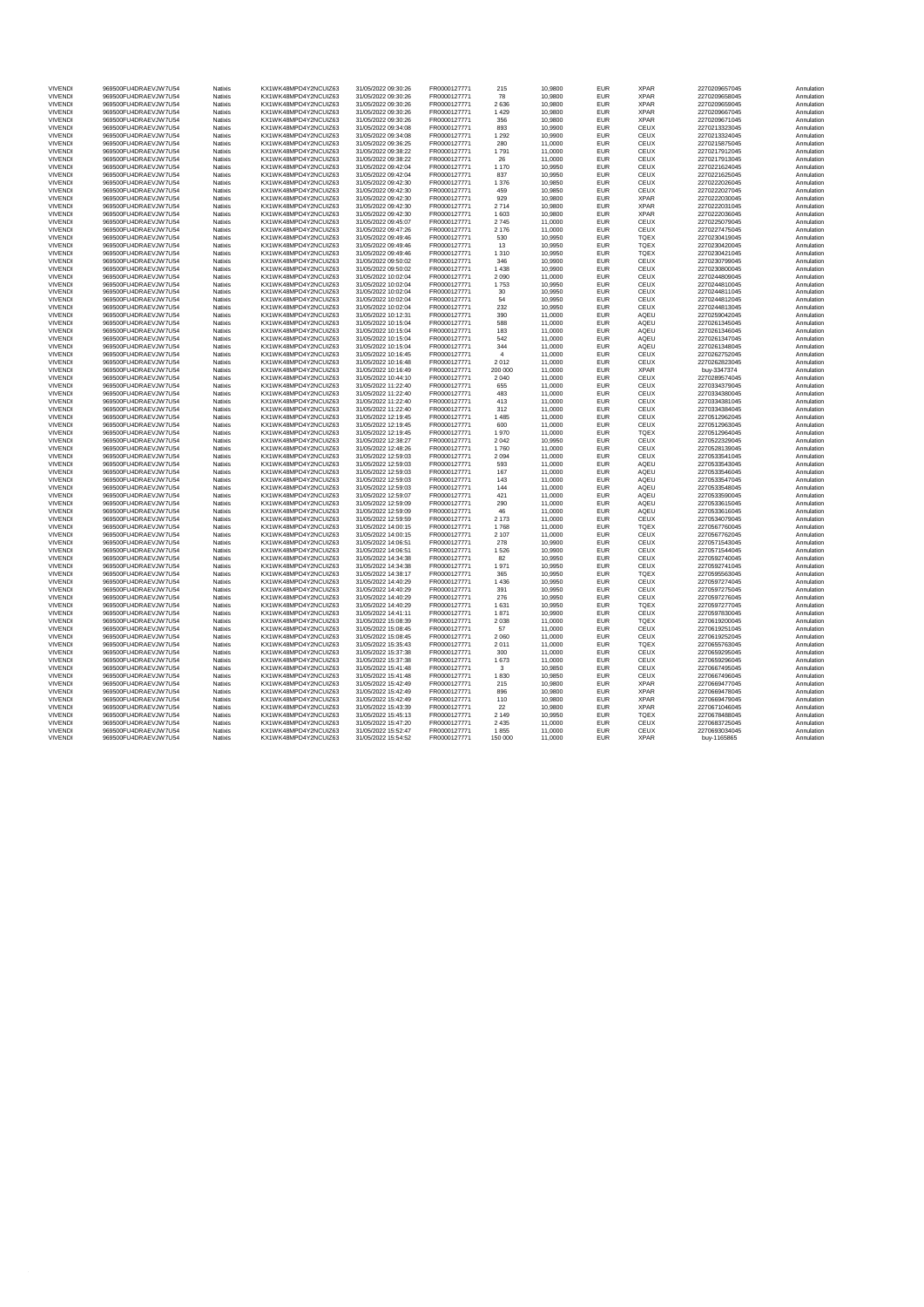| | | | | | | | | | | | |
|---|---|---|---|---|---|---|---|---|---|---|---|
| VIVENDI | 969500FU4DRAEVJW7U54 | Natixis | KX1WK48MPD4Y2NCUIZ63 | 31/05/2022 09:30:26 | FR0000127771 | 215 | 10,9800 | EUR | XPAR | 2270209657045 | Annulation |
| VIVENDI | 969500FU4DRAEVJW7U54 | Natixis | KX1WK48MPD4Y2NCUIZ63 | 31/05/2022 09:30:26 | FR0000127771 | 78 | 10,9800 | EUR | XPAR | 2270209658045 | Annulation |
| VIVENDI | 969500FU4DRAEVJW7U54 | Natixis | KX1WK48MPD4Y2NCUIZ63 | 31/05/2022 09:30:26 | FR0000127771 | 2 636 | 10,9800 | EUR | XPAR | 2270209659045 | Annulation |
| VIVENDI | 969500FU4DRAEVJW7U54 | Natixis | KX1WK48MPD4Y2NCUIZ63 | 31/05/2022 09:30:26 | FR0000127771 | 1 429 | 10,9800 | EUR | XPAR | 2270209667045 | Annulation |
| VIVENDI | 969500FU4DRAEVJW7U54 | Natixis | KX1WK48MPD4Y2NCUIZ63 | 31/05/2022 09:30:26 | FR0000127771 | 356 | 10,9800 | EUR | XPAR | 2270209671045 | Annulation |
| VIVENDI | 969500FU4DRAEVJW7U54 | Natixis | KX1WK48MPD4Y2NCUIZ63 | 31/05/2022 09:34:08 | FR0000127771 | 893 | 10,9900 | EUR | CEUX | 2270213323045 | Annulation |
| VIVENDI | 969500FU4DRAEVJW7U54 | Natixis | KX1WK48MPD4Y2NCUIZ63 | 31/05/2022 09:34:08 | FR0000127771 | 1 292 | 10,9900 | EUR | CEUX | 2270213324045 | Annulation |
| VIVENDI | 969500FU4DRAEVJW7U54 | Natixis | KX1WK48MPD4Y2NCUIZ63 | 31/05/2022 09:36:25 | FR0000127771 | 280 | 11,0000 | EUR | CEUX | 2270215875045 | Annulation |
| VIVENDI | 969500FU4DRAEVJW7U54 | Natixis | KX1WK48MPD4Y2NCUIZ63 | 31/05/2022 09:38:22 | FR0000127771 | 1 791 | 11,0000 | EUR | CEUX | 2270217912045 | Annulation |
| VIVENDI | 969500FU4DRAEVJW7U54 | Natixis | KX1WK48MPD4Y2NCUIZ63 | 31/05/2022 09:38:22 | FR0000127771 | 26 | 11,0000 | EUR | CEUX | 2270217913045 | Annulation |
| VIVENDI | 969500FU4DRAEVJW7U54 | Natixis | KX1WK48MPD4Y2NCUIZ63 | 31/05/2022 09:42:04 | FR0000127771 | 1 170 | 10,9950 | EUR | CEUX | 2270221624045 | Annulation |
| VIVENDI | 969500FU4DRAEVJW7U54 | Natixis | KX1WK48MPD4Y2NCUIZ63 | 31/05/2022 09:42:04 | FR0000127771 | 837 | 10,9950 | EUR | CEUX | 2270221625045 | Annulation |
| VIVENDI | 969500FU4DRAEVJW7U54 | Natixis | KX1WK48MPD4Y2NCUIZ63 | 31/05/2022 09:42:30 | FR0000127771 | 1 376 | 10,9850 | EUR | CEUX | 2270222026045 | Annulation |
| VIVENDI | 969500FU4DRAEVJW7U54 | Natixis | KX1WK48MPD4Y2NCUIZ63 | 31/05/2022 09:42:30 | FR0000127771 | 459 | 10,9850 | EUR | CEUX | 2270222027045 | Annulation |
| VIVENDI | 969500FU4DRAEVJW7U54 | Natixis | KX1WK48MPD4Y2NCUIZ63 | 31/05/2022 09:42:30 | FR0000127771 | 929 | 10,9800 | EUR | XPAR | 2270222030045 | Annulation |
| VIVENDI | 969500FU4DRAEVJW7U54 | Natixis | KX1WK48MPD4Y2NCUIZ63 | 31/05/2022 09:42:30 | FR0000127771 | 2 714 | 10,9800 | EUR | XPAR | 2270222031045 | Annulation |
| VIVENDI | 969500FU4DRAEVJW7U54 | Natixis | KX1WK48MPD4Y2NCUIZ63 | 31/05/2022 09:42:30 | FR0000127771 | 1 603 | 10,9800 | EUR | XPAR | 2270222036045 | Annulation |
| VIVENDI | 969500FU4DRAEVJW7U54 | Natixis | KX1WK48MPD4Y2NCUIZ63 | 31/05/2022 09:45:07 | FR0000127771 | 2 745 | 11,0000 | EUR | CEUX | 2270225079045 | Annulation |
| VIVENDI | 969500FU4DRAEVJW7U54 | Natixis | KX1WK48MPD4Y2NCUIZ63 | 31/05/2022 09:47:26 | FR0000127771 | 2 176 | 11,0000 | EUR | CEUX | 2270227475045 | Annulation |
| VIVENDI | 969500FU4DRAEVJW7U54 | Natixis | KX1WK48MPD4Y2NCUIZ63 | 31/05/2022 09:49:46 | FR0000127771 | 530 | 10,9950 | EUR | TQEX | 2270230419045 | Annulation |
| VIVENDI | 969500FU4DRAEVJW7U54 | Natixis | KX1WK48MPD4Y2NCUIZ63 | 31/05/2022 09:49:46 | FR0000127771 | 13 | 10,9950 | EUR | TQEX | 2270230420045 | Annulation |
| VIVENDI | 969500FU4DRAEVJW7U54 | Natixis | KX1WK48MPD4Y2NCUIZ63 | 31/05/2022 09:49:46 | FR0000127771 | 1 310 | 10,9950 | EUR | TQEX | 2270230421045 | Annulation |
| VIVENDI | 969500FU4DRAEVJW7U54 | Natixis | KX1WK48MPD4Y2NCUIZ63 | 31/05/2022 09:50:02 | FR0000127771 | 346 | 10,9900 | EUR | CEUX | 2270230799045 | Annulation |
| VIVENDI | 969500FU4DRAEVJW7U54 | Natixis | KX1WK48MPD4Y2NCUIZ63 | 31/05/2022 09:50:02 | FR0000127771 | 1 438 | 10,9900 | EUR | CEUX | 2270230800045 | Annulation |
| VIVENDI | 969500FU4DRAEVJW7U54 | Natixis | KX1WK48MPD4Y2NCUIZ63 | 31/05/2022 10:02:04 | FR0000127771 | 2 090 | 11,0000 | EUR | CEUX | 2270244809045 | Annulation |
| VIVENDI | 969500FU4DRAEVJW7U54 | Natixis | KX1WK48MPD4Y2NCUIZ63 | 31/05/2022 10:02:04 | FR0000127771 | 1 753 | 10,9950 | EUR | CEUX | 2270244810045 | Annulation |
| VIVENDI | 969500FU4DRAEVJW7U54 | Natixis | KX1WK48MPD4Y2NCUIZ63 | 31/05/2022 10:02:04 | FR0000127771 | 30 | 10,9950 | EUR | CEUX | 2270244811045 | Annulation |
| VIVENDI | 969500FU4DRAEVJW7U54 | Natixis | KX1WK48MPD4Y2NCUIZ63 | 31/05/2022 10:02:04 | FR0000127771 | 54 | 10,9950 | EUR | CEUX | 2270244812045 | Annulation |
| VIVENDI | 969500FU4DRAEVJW7U54 | Natixis | KX1WK48MPD4Y2NCUIZ63 | 31/05/2022 10:02:04 | FR0000127771 | 232 | 10,9950 | EUR | CEUX | 2270244813045 | Annulation |
| VIVENDI | 969500FU4DRAEVJW7U54 | Natixis | KX1WK48MPD4Y2NCUIZ63 | 31/05/2022 10:12:31 | FR0000127771 | 390 | 11,0000 | EUR | AQEU | 2270259042045 | Annulation |
| VIVENDI | 969500FU4DRAEVJW7U54 | Natixis | KX1WK48MPD4Y2NCUIZ63 | 31/05/2022 10:15:04 | FR0000127771 | 588 | 11,0000 | EUR | AQEU | 2270261345045 | Annulation |
| VIVENDI | 969500FU4DRAEVJW7U54 | Natixis | KX1WK48MPD4Y2NCUIZ63 | 31/05/2022 10:15:04 | FR0000127771 | 183 | 11,0000 | EUR | AQEU | 2270261346045 | Annulation |
| VIVENDI | 969500FU4DRAEVJW7U54 | Natixis | KX1WK48MPD4Y2NCUIZ63 | 31/05/2022 10:15:04 | FR0000127771 | 542 | 11,0000 | EUR | AQEU | 2270261347045 | Annulation |
| VIVENDI | 969500FU4DRAEVJW7U54 | Natixis | KX1WK48MPD4Y2NCUIZ63 | 31/05/2022 10:15:04 | FR0000127771 | 344 | 11,0000 | EUR | AQEU | 2270261348045 | Annulation |
| VIVENDI | 969500FU4DRAEVJW7U54 | Natixis | KX1WK48MPD4Y2NCUIZ63 | 31/05/2022 10:16:45 | FR0000127771 | 4 | 11,0000 | EUR | CEUX | 2270262752045 | Annulation |
| VIVENDI | 969500FU4DRAEVJW7U54 | Natixis | KX1WK48MPD4Y2NCUIZ63 | 31/05/2022 10:16:48 | FR0000127771 | 2 012 | 11,0000 | EUR | CEUX | 2270262823045 | Annulation |
| VIVENDI | 969500FU4DRAEVJW7U54 | Natixis | KX1WK48MPD4Y2NCUIZ63 | 31/05/2022 10:16:49 | FR0000127771 | 200 000 | 11,0000 | EUR | XPAR | buy-3347374 | Annulation |
| VIVENDI | 969500FU4DRAEVJW7U54 | Natixis | KX1WK48MPD4Y2NCUIZ63 | 31/05/2022 10:44:10 | FR0000127771 | 2 040 | 11,0000 | EUR | CEUX | 2270289574045 | Annulation |
| VIVENDI | 969500FU4DRAEVJW7U54 | Natixis | KX1WK48MPD4Y2NCUIZ63 | 31/05/2022 11:22:40 | FR0000127771 | 655 | 11,0000 | EUR | CEUX | 2270334379045 | Annulation |
| VIVENDI | 969500FU4DRAEVJW7U54 | Natixis | KX1WK48MPD4Y2NCUIZ63 | 31/05/2022 11:22:40 | FR0000127771 | 483 | 11,0000 | EUR | CEUX | 2270334380045 | Annulation |
| VIVENDI | 969500FU4DRAEVJW7U54 | Natixis | KX1WK48MPD4Y2NCUIZ63 | 31/05/2022 11:22:40 | FR0000127771 | 413 | 11,0000 | EUR | CEUX | 2270334381045 | Annulation |
| VIVENDI | 969500FU4DRAEVJW7U54 | Natixis | KX1WK48MPD4Y2NCUIZ63 | 31/05/2022 11:22:40 | FR0000127771 | 312 | 11,0000 | EUR | CEUX | 2270334384045 | Annulation |
| VIVENDI | 969500FU4DRAEVJW7U54 | Natixis | KX1WK48MPD4Y2NCUIZ63 | 31/05/2022 12:19:45 | FR0000127771 | 1 485 | 11,0000 | EUR | CEUX | 2270512962045 | Annulation |
| VIVENDI | 969500FU4DRAEVJW7U54 | Natixis | KX1WK48MPD4Y2NCUIZ63 | 31/05/2022 12:19:45 | FR0000127771 | 600 | 11,0000 | EUR | CEUX | 2270512963045 | Annulation |
| VIVENDI | 969500FU4DRAEVJW7U54 | Natixis | KX1WK48MPD4Y2NCUIZ63 | 31/05/2022 12:19:45 | FR0000127771 | 1 970 | 11,0000 | EUR | TQEX | 2270512964045 | Annulation |
| VIVENDI | 969500FU4DRAEVJW7U54 | Natixis | KX1WK48MPD4Y2NCUIZ63 | 31/05/2022 12:38:27 | FR0000127771 | 2 042 | 10,9950 | EUR | CEUX | 2270522329045 | Annulation |
| VIVENDI | 969500FU4DRAEVJW7U54 | Natixis | KX1WK48MPD4Y2NCUIZ63 | 31/05/2022 12:48:26 | FR0000127771 | 1 760 | 11,0000 | EUR | CEUX | 2270528139045 | Annulation |
| VIVENDI | 969500FU4DRAEVJW7U54 | Natixis | KX1WK48MPD4Y2NCUIZ63 | 31/05/2022 12:59:03 | FR0000127771 | 2 094 | 11,0000 | EUR | CEUX | 2270533541045 | Annulation |
| VIVENDI | 969500FU4DRAEVJW7U54 | Natixis | KX1WK48MPD4Y2NCUIZ63 | 31/05/2022 12:59:03 | FR0000127771 | 593 | 11,0000 | EUR | AQEU | 2270533543045 | Annulation |
| VIVENDI | 969500FU4DRAEVJW7U54 | Natixis | KX1WK48MPD4Y2NCUIZ63 | 31/05/2022 12:59:03 | FR0000127771 | 167 | 11,0000 | EUR | AQEU | 2270533546045 | Annulation |
| VIVENDI | 969500FU4DRAEVJW7U54 | Natixis | KX1WK48MPD4Y2NCUIZ63 | 31/05/2022 12:59:03 | FR0000127771 | 143 | 11,0000 | EUR | AQEU | 2270533547045 | Annulation |
| VIVENDI | 969500FU4DRAEVJW7U54 | Natixis | KX1WK48MPD4Y2NCUIZ63 | 31/05/2022 12:59:03 | FR0000127771 | 144 | 11,0000 | EUR | AQEU | 2270533548045 | Annulation |
| VIVENDI | 969500FU4DRAEVJW7U54 | Natixis | KX1WK48MPD4Y2NCUIZ63 | 31/05/2022 12:59:07 | FR0000127771 | 421 | 11,0000 | EUR | AQEU | 2270533590045 | Annulation |
| VIVENDI | 969500FU4DRAEVJW7U54 | Natixis | KX1WK48MPD4Y2NCUIZ63 | 31/05/2022 12:59:09 | FR0000127771 | 290 | 11,0000 | EUR | AQEU | 2270533615045 | Annulation |
| VIVENDI | 969500FU4DRAEVJW7U54 | Natixis | KX1WK48MPD4Y2NCUIZ63 | 31/05/2022 12:59:09 | FR0000127771 | 46 | 11,0000 | EUR | AQEU | 2270533616045 | Annulation |
| VIVENDI | 969500FU4DRAEVJW7U54 | Natixis | KX1WK48MPD4Y2NCUIZ63 | 31/05/2022 12:59:59 | FR0000127771 | 2 173 | 11,0000 | EUR | CEUX | 2270534079045 | Annulation |
| VIVENDI | 969500FU4DRAEVJW7U54 | Natixis | KX1WK48MPD4Y2NCUIZ63 | 31/05/2022 14:00:15 | FR0000127771 | 1 768 | 11,0000 | EUR | TQEX | 2270567760045 | Annulation |
| VIVENDI | 969500FU4DRAEVJW7U54 | Natixis | KX1WK48MPD4Y2NCUIZ63 | 31/05/2022 14:00:15 | FR0000127771 | 2 107 | 11,0000 | EUR | CEUX | 2270567762045 | Annulation |
| VIVENDI | 969500FU4DRAEVJW7U54 | Natixis | KX1WK48MPD4Y2NCUIZ63 | 31/05/2022 14:06:51 | FR0000127771 | 278 | 10,9900 | EUR | CEUX | 2270571543045 | Annulation |
| VIVENDI | 969500FU4DRAEVJW7U54 | Natixis | KX1WK48MPD4Y2NCUIZ63 | 31/05/2022 14:06:51 | FR0000127771 | 1 526 | 10,9900 | EUR | CEUX | 2270571544045 | Annulation |
| VIVENDI | 969500FU4DRAEVJW7U54 | Natixis | KX1WK48MPD4Y2NCUIZ63 | 31/05/2022 14:34:38 | FR0000127771 | 82 | 10,9950 | EUR | CEUX | 2270592740045 | Annulation |
| VIVENDI | 969500FU4DRAEVJW7U54 | Natixis | KX1WK48MPD4Y2NCUIZ63 | 31/05/2022 14:34:38 | FR0000127771 | 1 971 | 10,9950 | EUR | CEUX | 2270592741045 | Annulation |
| VIVENDI | 969500FU4DRAEVJW7U54 | Natixis | KX1WK48MPD4Y2NCUIZ63 | 31/05/2022 14:38:17 | FR0000127771 | 365 | 10,9950 | EUR | TQEX | 2270595563045 | Annulation |
| VIVENDI | 969500FU4DRAEVJW7U54 | Natixis | KX1WK48MPD4Y2NCUIZ63 | 31/05/2022 14:40:29 | FR0000127771 | 1 436 | 10,9950 | EUR | CEUX | 2270597274045 | Annulation |
| VIVENDI | 969500FU4DRAEVJW7U54 | Natixis | KX1WK48MPD4Y2NCUIZ63 | 31/05/2022 14:40:29 | FR0000127771 | 391 | 10,9950 | EUR | CEUX | 2270597275045 | Annulation |
| VIVENDI | 969500FU4DRAEVJW7U54 | Natixis | KX1WK48MPD4Y2NCUIZ63 | 31/05/2022 14:40:29 | FR0000127771 | 276 | 10,9950 | EUR | CEUX | 2270597276045 | Annulation |
| VIVENDI | 969500FU4DRAEVJW7U54 | Natixis | KX1WK48MPD4Y2NCUIZ63 | 31/05/2022 14:40:29 | FR0000127771 | 1 631 | 10,9950 | EUR | TQEX | 2270597277045 | Annulation |
| VIVENDI | 969500FU4DRAEVJW7U54 | Natixis | KX1WK48MPD4Y2NCUIZ63 | 31/05/2022 14:41:11 | FR0000127771 | 1 871 | 10,9900 | EUR | CEUX | 2270597830045 | Annulation |
| VIVENDI | 969500FU4DRAEVJW7U54 | Natixis | KX1WK48MPD4Y2NCUIZ63 | 31/05/2022 15:08:39 | FR0000127771 | 2 038 | 11,0000 | EUR | TQEX | 2270619200045 | Annulation |
| VIVENDI | 969500FU4DRAEVJW7U54 | Natixis | KX1WK48MPD4Y2NCUIZ63 | 31/05/2022 15:08:45 | FR0000127771 | 57 | 11,0000 | EUR | CEUX | 2270619251045 | Annulation |
| VIVENDI | 969500FU4DRAEVJW7U54 | Natixis | KX1WK48MPD4Y2NCUIZ63 | 31/05/2022 15:08:45 | FR0000127771 | 2 060 | 11,0000 | EUR | CEUX | 2270619252045 | Annulation |
| VIVENDI | 969500FU4DRAEVJW7U54 | Natixis | KX1WK48MPD4Y2NCUIZ63 | 31/05/2022 15:35:43 | FR0000127771 | 2 011 | 11,0000 | EUR | TQEX | 2270655763045 | Annulation |
| VIVENDI | 969500FU4DRAEVJW7U54 | Natixis | KX1WK48MPD4Y2NCUIZ63 | 31/05/2022 15:37:38 | FR0000127771 | 300 | 11,0000 | EUR | CEUX | 2270659295045 | Annulation |
| VIVENDI | 969500FU4DRAEVJW7U54 | Natixis | KX1WK48MPD4Y2NCUIZ63 | 31/05/2022 15:37:38 | FR0000127771 | 1 673 | 11,0000 | EUR | CEUX | 2270659296045 | Annulation |
| VIVENDI | 969500FU4DRAEVJW7U54 | Natixis | KX1WK48MPD4Y2NCUIZ63 | 31/05/2022 15:41:48 | FR0000127771 | 3 | 10,9850 | EUR | CEUX | 2270667495045 | Annulation |
| VIVENDI | 969500FU4DRAEVJW7U54 | Natixis | KX1WK48MPD4Y2NCUIZ63 | 31/05/2022 15:41:48 | FR0000127771 | 1 830 | 10,9850 | EUR | CEUX | 2270667496045 | Annulation |
| VIVENDI | 969500FU4DRAEVJW7U54 | Natixis | KX1WK48MPD4Y2NCUIZ63 | 31/05/2022 15:42:49 | FR0000127771 | 215 | 10,9800 | EUR | XPAR | 2270669477045 | Annulation |
| VIVENDI | 969500FU4DRAEVJW7U54 | Natixis | KX1WK48MPD4Y2NCUIZ63 | 31/05/2022 15:42:49 | FR0000127771 | 896 | 10,9800 | EUR | XPAR | 2270669478045 | Annulation |
| VIVENDI | 969500FU4DRAEVJW7U54 | Natixis | KX1WK48MPD4Y2NCUIZ63 | 31/05/2022 15:42:49 | FR0000127771 | 110 | 10,9800 | EUR | XPAR | 2270669479045 | Annulation |
| VIVENDI | 969500FU4DRAEVJW7U54 | Natixis | KX1WK48MPD4Y2NCUIZ63 | 31/05/2022 15:43:39 | FR0000127771 | 22 | 10,9800 | EUR | XPAR | 2270671046045 | Annulation |
| VIVENDI | 969500FU4DRAEVJW7U54 | Natixis | KX1WK48MPD4Y2NCUIZ63 | 31/05/2022 15:45:13 | FR0000127771 | 2 149 | 10,9950 | EUR | TQEX | 2270678488045 | Annulation |
| VIVENDI | 969500FU4DRAEVJW7U54 | Natixis | KX1WK48MPD4Y2NCUIZ63 | 31/05/2022 15:47:20 | FR0000127771 | 2 435 | 11,0000 | EUR | CEUX | 2270683725045 | Annulation |
| VIVENDI | 969500FU4DRAEVJW7U54 | Natixis | KX1WK48MPD4Y2NCUIZ63 | 31/05/2022 15:52:47 | FR0000127771 | 1 855 | 11,0000 | EUR | CEUX | 2270693034045 | Annulation |
| VIVENDI | 969500FU4DRAEVJW7U54 | Natixis | KX1WK48MPD4Y2NCUIZ63 | 31/05/2022 15:54:52 | FR0000127771 | 150 000 | 11,0000 | EUR | XPAR | buy-1165865 | Annulation |